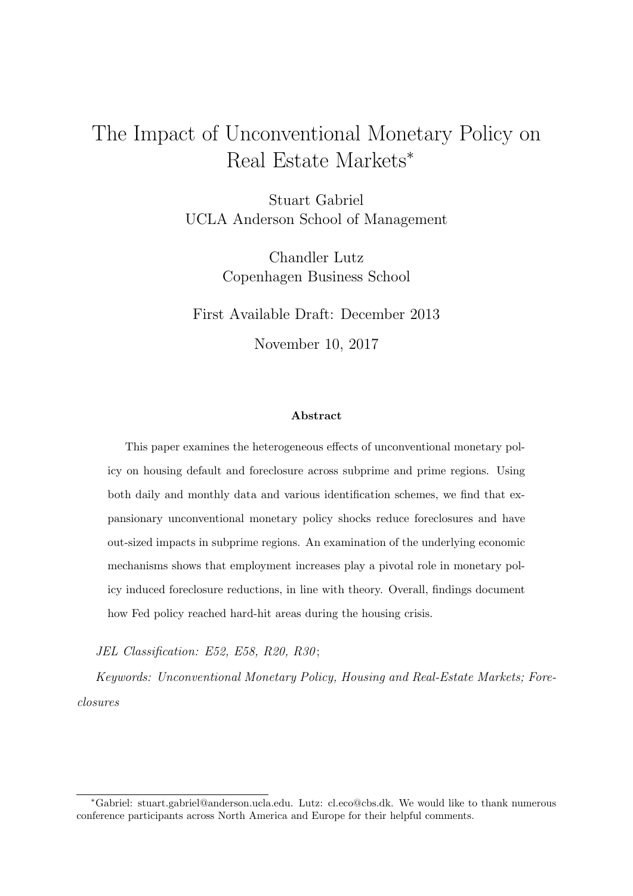# The Impact of Unconventional Monetary Policy on Real Estate Markets*

Stuart Gabriel
UCLA Anderson School of Management

Chandler Lutz
Copenhagen Business School

First Available Draft: December 2013

November 10, 2017

**Abstract**

This paper examines the heterogeneous effects of unconventional monetary policy on housing default and foreclosure across subprime and prime regions. Using both daily and monthly data and various identification schemes, we find that expansionary unconventional monetary policy shocks reduce foreclosures and have out-sized impacts in subprime regions. An examination of the underlying economic mechanisms shows that employment increases play a pivotal role in monetary policy induced foreclosure reductions, in line with theory. Overall, findings document how Fed policy reached hard-hit areas during the housing crisis.

*JEL Classification: E52, E58, R20, R30*;

*Keywords: Unconventional Monetary Policy, Housing and Real-Estate Markets; Foreclosures*

---

*Gabriel: stuart.gabriel@anderson.ucla.edu. Lutz: cl.eco@cbs.dk. We would like to thank numerous conference participants across North America and Europe for their helpful comments.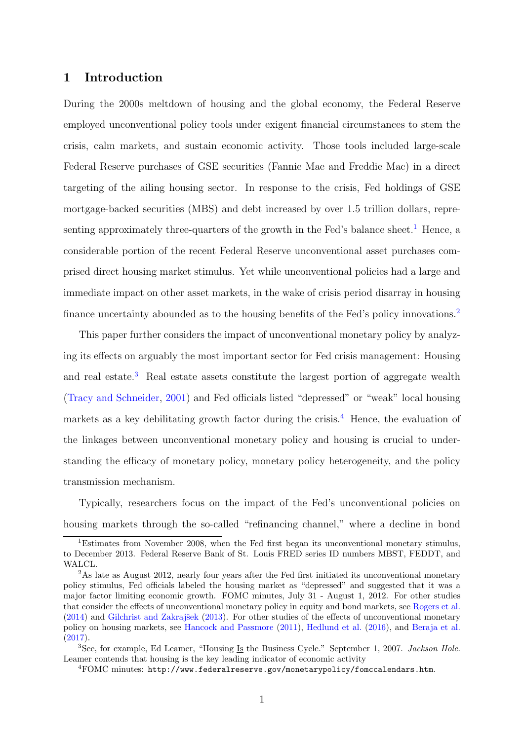# 1 Introduction

During the 2000s meltdown of housing and the global economy, the Federal Reserve employed unconventional policy tools under exigent financial circumstances to stem the crisis, calm markets, and sustain economic activity. Those tools included large-scale Federal Reserve purchases of GSE securities (Fannie Mae and Freddie Mac) in a direct targeting of the ailing housing sector. In response to the crisis, Fed holdings of GSE mortgage-backed securities (MBS) and debt increased by over 1.5 trillion dollars, representing approximately three-quarters of the growth in the Fed's balance sheet.[1] Hence, a considerable portion of the recent Federal Reserve unconventional asset purchases comprised direct housing market stimulus. Yet while unconventional policies had a large and immediate impact on other asset markets, in the wake of crisis period disarray in housing finance uncertainty abounded as to the housing benefits of the Fed's policy innovations.[2]

This paper further considers the impact of unconventional monetary policy by analyzing its effects on arguably the most important sector for Fed crisis management: Housing and real estate.[3] Real estate assets constitute the largest portion of aggregate wealth (Tracy and Schneider, 2001) and Fed officials listed "depressed" or "weak" local housing markets as a key debilitating growth factor during the crisis.[4] Hence, the evaluation of the linkages between unconventional monetary policy and housing is crucial to understanding the efficacy of monetary policy, monetary policy heterogeneity, and the policy transmission mechanism.

Typically, researchers focus on the impact of the Fed's unconventional policies on housing markets through the so-called "refinancing channel," where a decline in bond

[1] Estimates from November 2008, when the Fed first began its unconventional monetary stimulus, to December 2013. Federal Reserve Bank of St. Louis FRED series ID numbers MBST, FEDDT, and WALCL.

[2] As late as August 2012, nearly four years after the Fed first initiated its unconventional monetary policy stimulus, Fed officials labeled the housing market as "depressed" and suggested that it was a major factor limiting economic growth. FOMC minutes, July 31 - August 1, 2012. For other studies that consider the effects of unconventional monetary policy in equity and bond markets, see Rogers et al. (2014) and Gilchrist and Zakrajšek (2013). For other studies of the effects of unconventional monetary policy on housing markets, see Hancock and Passmore (2011), Hedlund et al. (2016), and Beraja et al. (2017).

[3] See, for example, Ed Leamer, "Housing Is the Business Cycle." September 1, 2007. *Jackson Hole*. Leamer contends that housing is the key leading indicator of economic activity

[4] FOMC minutes: http://www.federalreserve.gov/monetarypolicy/fomccalendars.htm.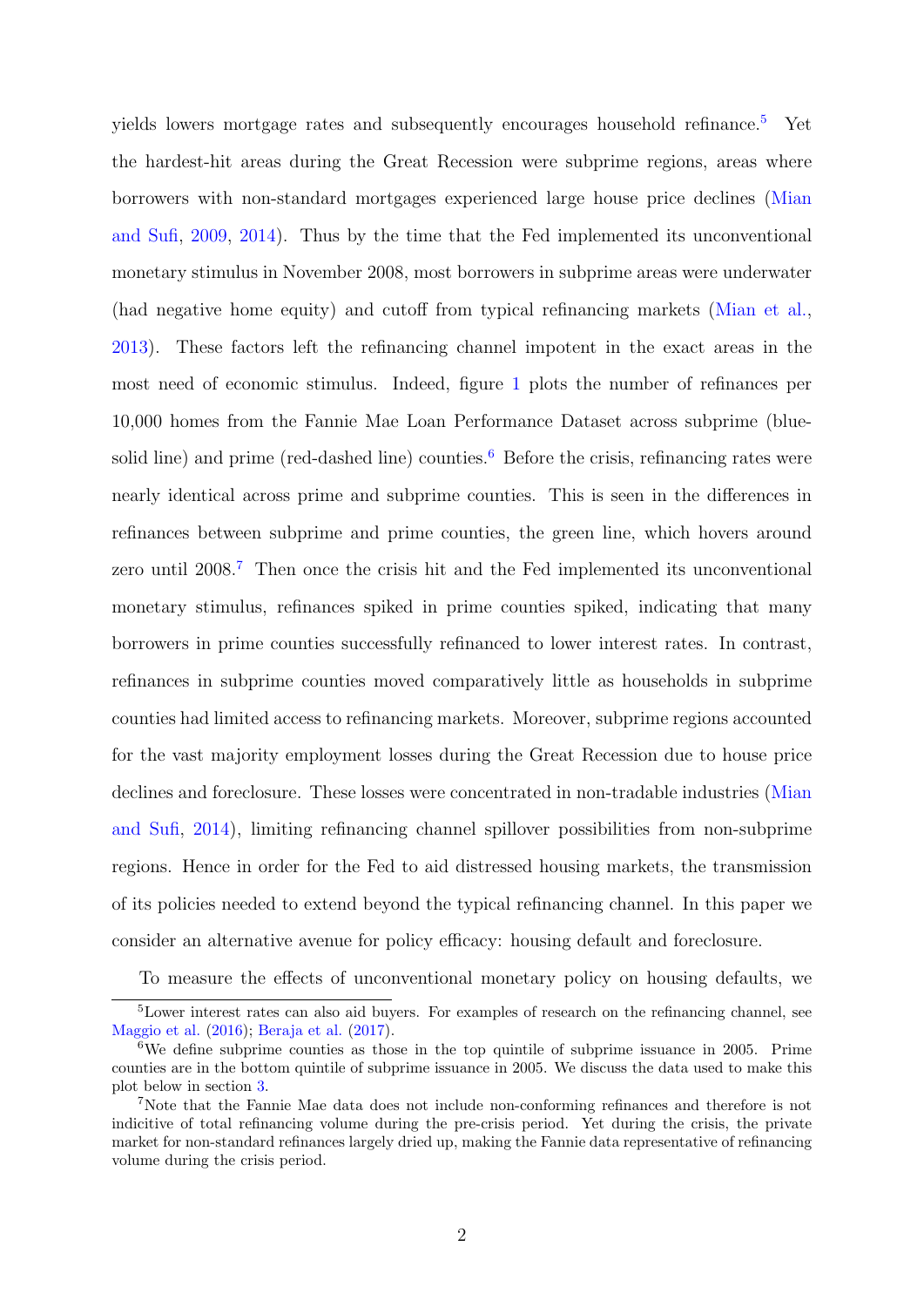yields lowers mortgage rates and subsequently encourages household refinance.[5] Yet the hardest-hit areas during the Great Recession were subprime regions, areas where borrowers with non-standard mortgages experienced large house price declines (Mian and Sufi, 2009, 2014). Thus by the time that the Fed implemented its unconventional monetary stimulus in November 2008, most borrowers in subprime areas were underwater (had negative home equity) and cutoff from typical refinancing markets (Mian et al., 2013). These factors left the refinancing channel impotent in the exact areas in the most need of economic stimulus. Indeed, figure 1 plots the number of refinances per 10,000 homes from the Fannie Mae Loan Performance Dataset across subprime (blue-solid line) and prime (red-dashed line) counties.[6] Before the crisis, refinancing rates were nearly identical across prime and subprime counties. This is seen in the differences in refinances between subprime and prime counties, the green line, which hovers around zero until 2008.[7] Then once the crisis hit and the Fed implemented its unconventional monetary stimulus, refinances spiked in prime counties spiked, indicating that many borrowers in prime counties successfully refinanced to lower interest rates. In contrast, refinances in subprime counties moved comparatively little as households in subprime counties had limited access to refinancing markets. Moreover, subprime regions accounted for the vast majority employment losses during the Great Recession due to house price declines and foreclosure. These losses were concentrated in non-tradable industries (Mian and Sufi, 2014), limiting refinancing channel spillover possibilities from non-subprime regions. Hence in order for the Fed to aid distressed housing markets, the transmission of its policies needed to extend beyond the typical refinancing channel. In this paper we consider an alternative avenue for policy efficacy: housing default and foreclosure.

To measure the effects of unconventional monetary policy on housing defaults, we

[5] Lower interest rates can also aid buyers. For examples of research on the refinancing channel, see Maggio et al. (2016); Beraja et al. (2017).

[6] We define subprime counties as those in the top quintile of subprime issuance in 2005. Prime counties are in the bottom quintile of subprime issuance in 2005. We discuss the data used to make this plot below in section 3.

[7] Note that the Fannie Mae data does not include non-conforming refinances and therefore is not indicitive of total refinancing volume during the pre-crisis period. Yet during the crisis, the private market for non-standard refinances largely dried up, making the Fannie data representative of refinancing volume during the crisis period.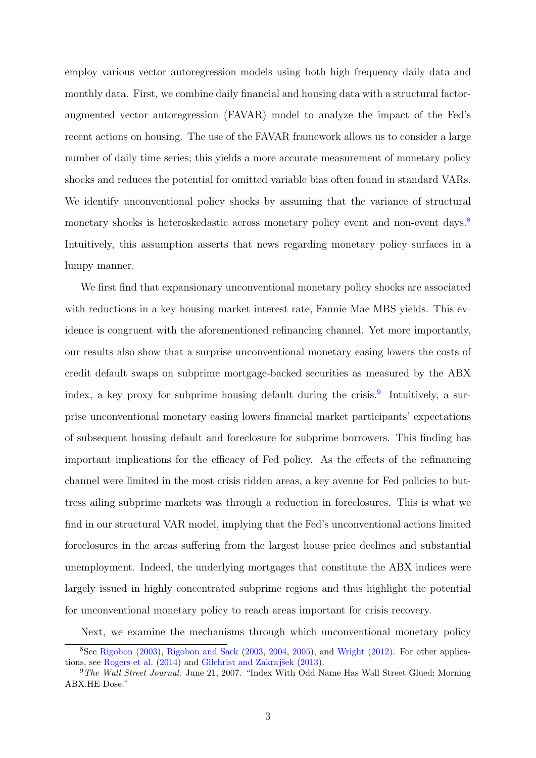employ various vector autoregression models using both high frequency daily data and monthly data. First, we combine daily financial and housing data with a structural factor-augmented vector autoregression (FAVAR) model to analyze the impact of the Fed's recent actions on housing. The use of the FAVAR framework allows us to consider a large number of daily time series; this yields a more accurate measurement of monetary policy shocks and reduces the potential for omitted variable bias often found in standard VARs. We identify unconventional policy shocks by assuming that the variance of structural monetary shocks is heteroskedastic across monetary policy event and non-event days.[8] Intuitively, this assumption asserts that news regarding monetary policy surfaces in a lumpy manner.

We first find that expansionary unconventional monetary policy shocks are associated with reductions in a key housing market interest rate, Fannie Mae MBS yields. This evidence is congruent with the aforementioned refinancing channel. Yet more importantly, our results also show that a surprise unconventional monetary easing lowers the costs of credit default swaps on subprime mortgage-backed securities as measured by the ABX index, a key proxy for subprime housing default during the crisis.[9] Intuitively, a surprise unconventional monetary easing lowers financial market participants' expectations of subsequent housing default and foreclosure for subprime borrowers. This finding has important implications for the efficacy of Fed policy. As the effects of the refinancing channel were limited in the most crisis ridden areas, a key avenue for Fed policies to buttress ailing subprime markets was through a reduction in foreclosures. This is what we find in our structural VAR model, implying that the Fed's unconventional actions limited foreclosures in the areas suffering from the largest house price declines and substantial unemployment. Indeed, the underlying mortgages that constitute the ABX indices were largely issued in highly concentrated subprime regions and thus highlight the potential for unconventional monetary policy to reach areas important for crisis recovery.

Next, we examine the mechanisms through which unconventional monetary policy

---

[8] See Rigobon (2003), Rigobon and Sack (2003, 2004, 2005), and Wright (2012). For other applications, see Rogers et al. (2014) and Gilchrist and Zakrajšek (2013).

[9] *The Wall Street Journal*. June 21, 2007. "Index With Odd Name Has Wall Street Glued; Morning ABX.HE Dose."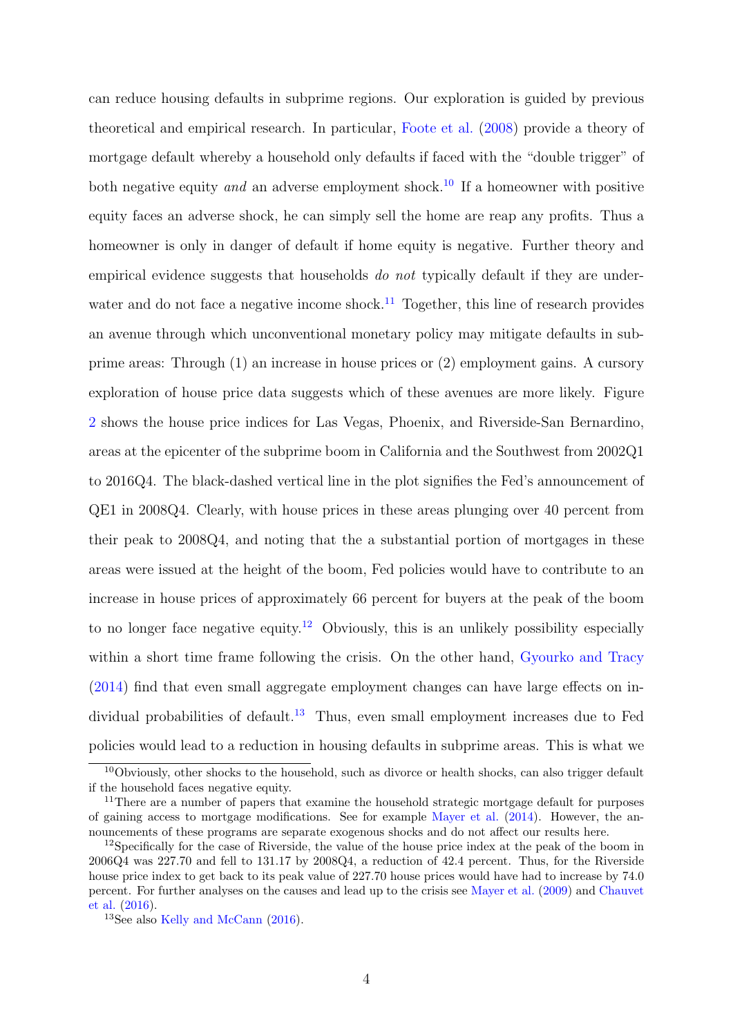can reduce housing defaults in subprime regions. Our exploration is guided by previous theoretical and empirical research. In particular, Foote et al. (2008) provide a theory of mortgage default whereby a household only defaults if faced with the "double trigger" of both negative equity *and* an adverse employment shock.[10] If a homeowner with positive equity faces an adverse shock, he can simply sell the home are reap any profits. Thus a homeowner is only in danger of default if home equity is negative. Further theory and empirical evidence suggests that households *do not* typically default if they are underwater and do not face a negative income shock.[11] Together, this line of research provides an avenue through which unconventional monetary policy may mitigate defaults in subprime areas: Through (1) an increase in house prices or (2) employment gains. A cursory exploration of house price data suggests which of these avenues are more likely. Figure 2 shows the house price indices for Las Vegas, Phoenix, and Riverside-San Bernardino, areas at the epicenter of the subprime boom in California and the Southwest from 2002Q1 to 2016Q4. The black-dashed vertical line in the plot signifies the Fed's announcement of QE1 in 2008Q4. Clearly, with house prices in these areas plunging over 40 percent from their peak to 2008Q4, and noting that the a substantial portion of mortgages in these areas were issued at the height of the boom, Fed policies would have to contribute to an increase in house prices of approximately 66 percent for buyers at the peak of the boom to no longer face negative equity.[12] Obviously, this is an unlikely possibility especially within a short time frame following the crisis. On the other hand, Gyourko and Tracy (2014) find that even small aggregate employment changes can have large effects on individual probabilities of default.[13] Thus, even small employment increases due to Fed policies would lead to a reduction in housing defaults in subprime areas. This is what we

[10] Obviously, other shocks to the household, such as divorce or health shocks, can also trigger default if the household faces negative equity.

[11] There are a number of papers that examine the household strategic mortgage default for purposes of gaining access to mortgage modifications. See for example Mayer et al. (2014). However, the announcements of these programs are separate exogenous shocks and do not affect our results here.

[12] Specifically for the case of Riverside, the value of the house price index at the peak of the boom in 2006Q4 was 227.70 and fell to 131.17 by 2008Q4, a reduction of 42.4 percent. Thus, for the Riverside house price index to get back to its peak value of 227.70 house prices would have had to increase by 74.0 percent. For further analyses on the causes and lead up to the crisis see Mayer et al. (2009) and Chauvet et al. (2016).

[13] See also Kelly and McCann (2016).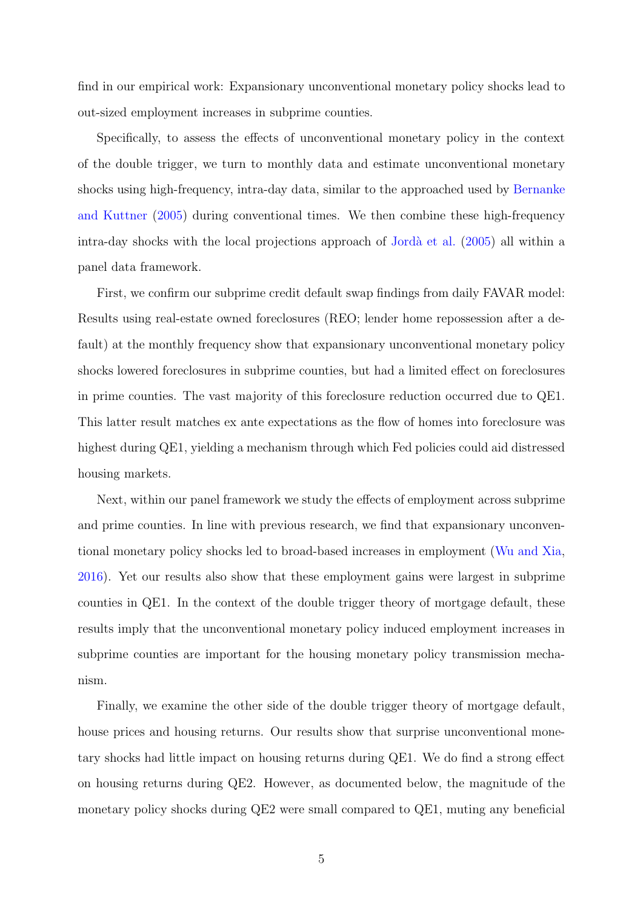find in our empirical work: Expansionary unconventional monetary policy shocks lead to out-sized employment increases in subprime counties.

Specifically, to assess the effects of unconventional monetary policy in the context of the double trigger, we turn to monthly data and estimate unconventional monetary shocks using high-frequency, intra-day data, similar to the approached used by Bernanke and Kuttner (2005) during conventional times. We then combine these high-frequency intra-day shocks with the local projections approach of Jordà et al. (2005) all within a panel data framework.

First, we confirm our subprime credit default swap findings from daily FAVAR model: Results using real-estate owned foreclosures (REO; lender home repossession after a default) at the monthly frequency show that expansionary unconventional monetary policy shocks lowered foreclosures in subprime counties, but had a limited effect on foreclosures in prime counties. The vast majority of this foreclosure reduction occurred due to QE1. This latter result matches ex ante expectations as the flow of homes into foreclosure was highest during QE1, yielding a mechanism through which Fed policies could aid distressed housing markets.

Next, within our panel framework we study the effects of employment across subprime and prime counties. In line with previous research, we find that expansionary unconventional monetary policy shocks led to broad-based increases in employment (Wu and Xia, 2016). Yet our results also show that these employment gains were largest in subprime counties in QE1. In the context of the double trigger theory of mortgage default, these results imply that the unconventional monetary policy induced employment increases in subprime counties are important for the housing monetary policy transmission mechanism.

Finally, we examine the other side of the double trigger theory of mortgage default, house prices and housing returns. Our results show that surprise unconventional monetary shocks had little impact on housing returns during QE1. We do find a strong effect on housing returns during QE2. However, as documented below, the magnitude of the monetary policy shocks during QE2 were small compared to QE1, muting any beneficial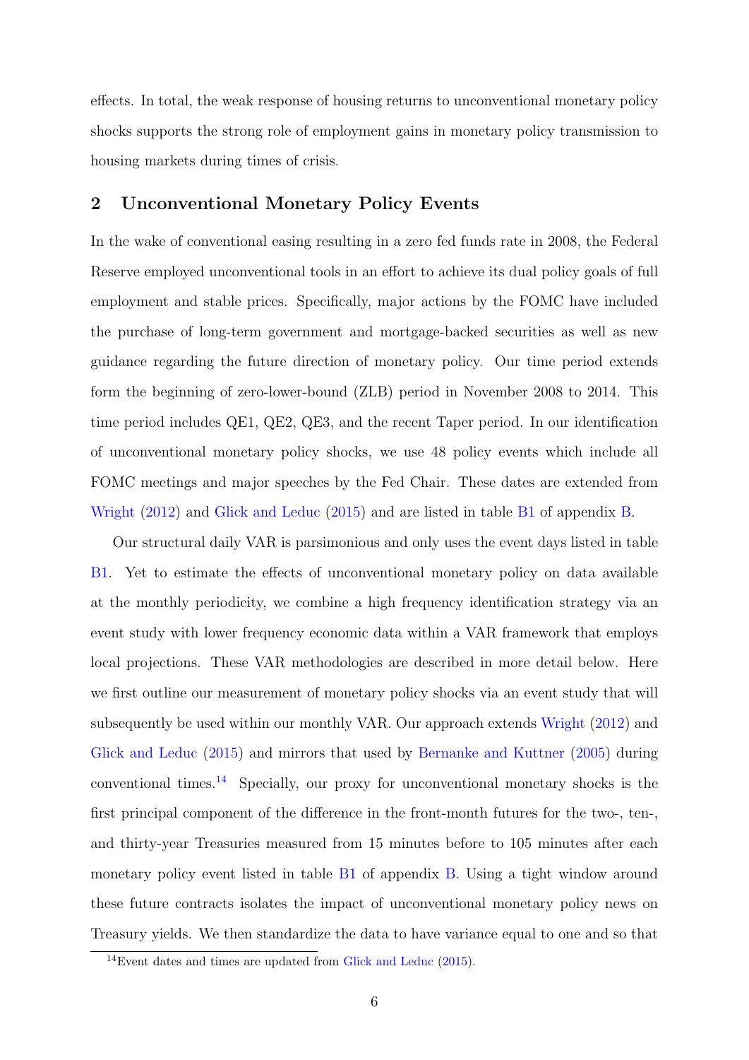effects. In total, the weak response of housing returns to unconventional monetary policy shocks supports the strong role of employment gains in monetary policy transmission to housing markets during times of crisis.

## 2 Unconventional Monetary Policy Events

In the wake of conventional easing resulting in a zero fed funds rate in 2008, the Federal Reserve employed unconventional tools in an effort to achieve its dual policy goals of full employment and stable prices. Specifically, major actions by the FOMC have included the purchase of long-term government and mortgage-backed securities as well as new guidance regarding the future direction of monetary policy. Our time period extends form the beginning of zero-lower-bound (ZLB) period in November 2008 to 2014. This time period includes QE1, QE2, QE3, and the recent Taper period. In our identification of unconventional monetary policy shocks, we use 48 policy events which include all FOMC meetings and major speeches by the Fed Chair. These dates are extended from Wright (2012) and Glick and Leduc (2015) and are listed in table B1 of appendix B.

Our structural daily VAR is parsimonious and only uses the event days listed in table B1. Yet to estimate the effects of unconventional monetary policy on data available at the monthly periodicity, we combine a high frequency identification strategy via an event study with lower frequency economic data within a VAR framework that employs local projections. These VAR methodologies are described in more detail below. Here we first outline our measurement of monetary policy shocks via an event study that will subsequently be used within our monthly VAR. Our approach extends Wright (2012) and Glick and Leduc (2015) and mirrors that used by Bernanke and Kuttner (2005) during conventional times.[14] Specially, our proxy for unconventional monetary shocks is the first principal component of the difference in the front-month futures for the two-, ten-, and thirty-year Treasuries measured from 15 minutes before to 105 minutes after each monetary policy event listed in table B1 of appendix B. Using a tight window around these future contracts isolates the impact of unconventional monetary policy news on Treasury yields. We then standardize the data to have variance equal to one and so that

[14] Event dates and times are updated from Glick and Leduc (2015).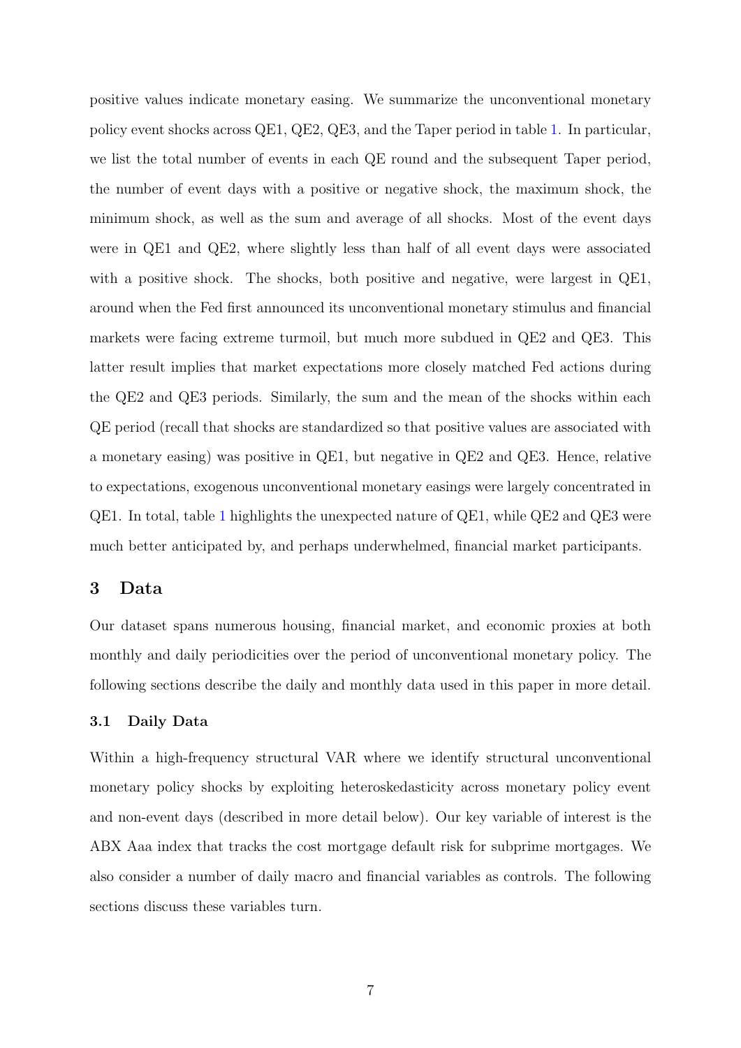positive values indicate monetary easing. We summarize the unconventional monetary policy event shocks across QE1, QE2, QE3, and the Taper period in table 1. In particular, we list the total number of events in each QE round and the subsequent Taper period, the number of event days with a positive or negative shock, the maximum shock, the minimum shock, as well as the sum and average of all shocks. Most of the event days were in QE1 and QE2, where slightly less than half of all event days were associated with a positive shock. The shocks, both positive and negative, were largest in QE1, around when the Fed first announced its unconventional monetary stimulus and financial markets were facing extreme turmoil, but much more subdued in QE2 and QE3. This latter result implies that market expectations more closely matched Fed actions during the QE2 and QE3 periods. Similarly, the sum and the mean of the shocks within each QE period (recall that shocks are standardized so that positive values are associated with a monetary easing) was positive in QE1, but negative in QE2 and QE3. Hence, relative to expectations, exogenous unconventional monetary easings were largely concentrated in QE1. In total, table 1 highlights the unexpected nature of QE1, while QE2 and QE3 were much better anticipated by, and perhaps underwhelmed, financial market participants.

## 3 Data

Our dataset spans numerous housing, financial market, and economic proxies at both monthly and daily periodicities over the period of unconventional monetary policy. The following sections describe the daily and monthly data used in this paper in more detail.

### 3.1 Daily Data

Within a high-frequency structural VAR where we identify structural unconventional monetary policy shocks by exploiting heteroskedasticity across monetary policy event and non-event days (described in more detail below). Our key variable of interest is the ABX Aaa index that tracks the cost mortgage default risk for subprime mortgages. We also consider a number of daily macro and financial variables as controls. The following sections discuss these variables turn.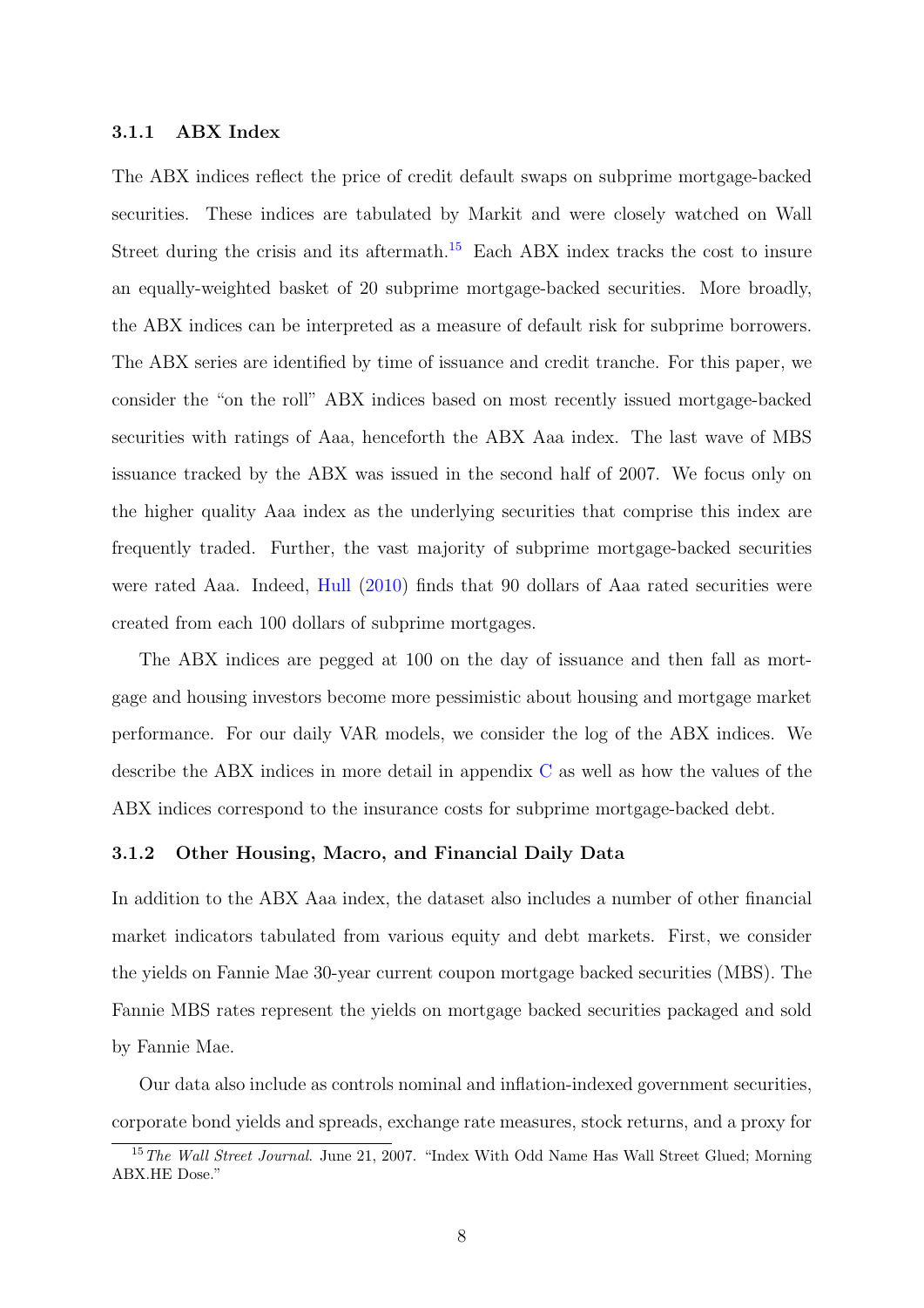### 3.1.1 ABX Index

The ABX indices reflect the price of credit default swaps on subprime mortgage-backed securities. These indices are tabulated by Markit and were closely watched on Wall Street during the crisis and its aftermath.[15] Each ABX index tracks the cost to insure an equally-weighted basket of 20 subprime mortgage-backed securities. More broadly, the ABX indices can be interpreted as a measure of default risk for subprime borrowers. The ABX series are identified by time of issuance and credit tranche. For this paper, we consider the "on the roll" ABX indices based on most recently issued mortgage-backed securities with ratings of Aaa, henceforth the ABX Aaa index. The last wave of MBS issuance tracked by the ABX was issued in the second half of 2007. We focus only on the higher quality Aaa index as the underlying securities that comprise this index are frequently traded. Further, the vast majority of subprime mortgage-backed securities were rated Aaa. Indeed, Hull (2010) finds that 90 dollars of Aaa rated securities were created from each 100 dollars of subprime mortgages.

The ABX indices are pegged at 100 on the day of issuance and then fall as mortgage and housing investors become more pessimistic about housing and mortgage market performance. For our daily VAR models, we consider the log of the ABX indices. We describe the ABX indices in more detail in appendix C as well as how the values of the ABX indices correspond to the insurance costs for subprime mortgage-backed debt.

### 3.1.2 Other Housing, Macro, and Financial Daily Data

In addition to the ABX Aaa index, the dataset also includes a number of other financial market indicators tabulated from various equity and debt markets. First, we consider the yields on Fannie Mae 30-year current coupon mortgage backed securities (MBS). The Fannie MBS rates represent the yields on mortgage backed securities packaged and sold by Fannie Mae.

Our data also include as controls nominal and inflation-indexed government securities, corporate bond yields and spreads, exchange rate measures, stock returns, and a proxy for

[15] *The Wall Street Journal*. June 21, 2007. "Index With Odd Name Has Wall Street Glued; Morning ABX.HE Dose."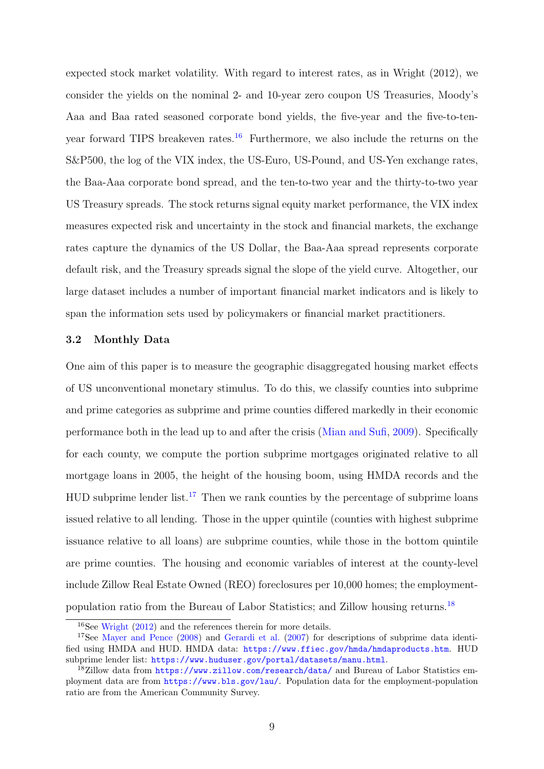expected stock market volatility. With regard to interest rates, as in Wright (2012), we consider the yields on the nominal 2- and 10-year zero coupon US Treasuries, Moody's Aaa and Baa rated seasoned corporate bond yields, the five-year and the five-to-ten-year forward TIPS breakeven rates.[16] Furthermore, we also include the returns on the S&P500, the log of the VIX index, the US-Euro, US-Pound, and US-Yen exchange rates, the Baa-Aaa corporate bond spread, and the ten-to-two year and the thirty-to-two year US Treasury spreads. The stock returns signal equity market performance, the VIX index measures expected risk and uncertainty in the stock and financial markets, the exchange rates capture the dynamics of the US Dollar, the Baa-Aaa spread represents corporate default risk, and the Treasury spreads signal the slope of the yield curve. Altogether, our large dataset includes a number of important financial market indicators and is likely to span the information sets used by policymakers or financial market practitioners.

### 3.2 Monthly Data

One aim of this paper is to measure the geographic disaggregated housing market effects of US unconventional monetary stimulus. To do this, we classify counties into subprime and prime categories as subprime and prime counties differed markedly in their economic performance both in the lead up to and after the crisis (Mian and Sufi, 2009). Specifically for each county, we compute the portion subprime mortgages originated relative to all mortgage loans in 2005, the height of the housing boom, using HMDA records and the HUD subprime lender list.[17] Then we rank counties by the percentage of subprime loans issued relative to all lending. Those in the upper quintile (counties with highest subprime issuance relative to all loans) are subprime counties, while those in the bottom quintile are prime counties. The housing and economic variables of interest at the county-level include Zillow Real Estate Owned (REO) foreclosures per 10,000 homes; the employment-population ratio from the Bureau of Labor Statistics; and Zillow housing returns.[18]

[16] See Wright (2012) and the references therein for more details.

[17] See Mayer and Pence (2008) and Gerardi et al. (2007) for descriptions of subprime data identified using HMDA and HUD. HMDA data: https://www.ffiec.gov/hmda/hmdaproducts.htm. HUD subprime lender list: https://www.huduser.gov/portal/datasets/manu.html.

[18] Zillow data from https://www.zillow.com/research/data/ and Bureau of Labor Statistics employment data are from https://www.bls.gov/lau/. Population data for the employment-population ratio are from the American Community Survey.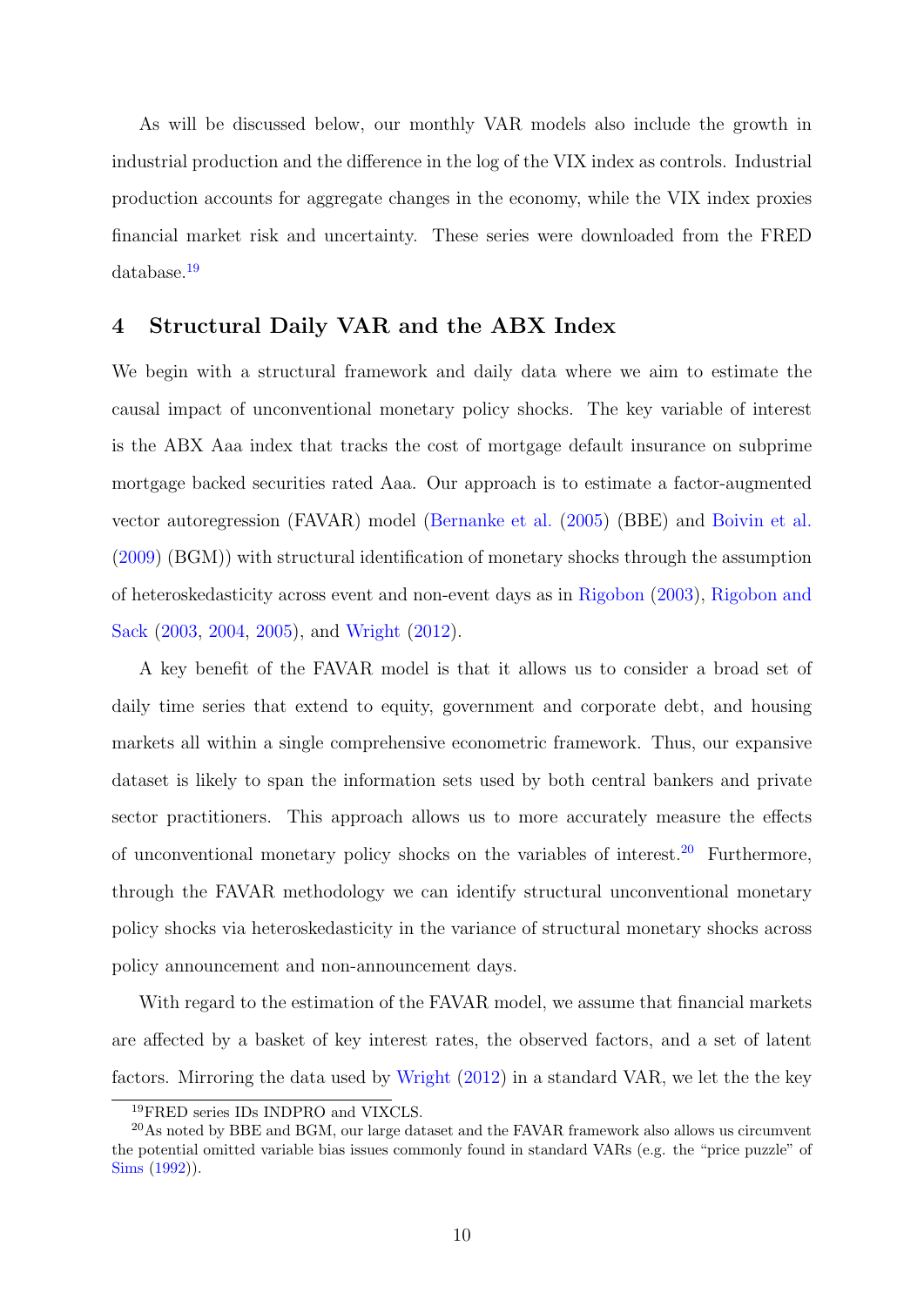As will be discussed below, our monthly VAR models also include the growth in industrial production and the difference in the log of the VIX index as controls. Industrial production accounts for aggregate changes in the economy, while the VIX index proxies financial market risk and uncertainty. These series were downloaded from the FRED database.[19]

## 4 Structural Daily VAR and the ABX Index

We begin with a structural framework and daily data where we aim to estimate the causal impact of unconventional monetary policy shocks. The key variable of interest is the ABX Aaa index that tracks the cost of mortgage default insurance on subprime mortgage backed securities rated Aaa. Our approach is to estimate a factor-augmented vector autoregression (FAVAR) model (Bernanke et al. (2005) (BBE) and Boivin et al. (2009) (BGM)) with structural identification of monetary shocks through the assumption of heteroskedasticity across event and non-event days as in Rigobon (2003), Rigobon and Sack (2003, 2004, 2005), and Wright (2012).

A key benefit of the FAVAR model is that it allows us to consider a broad set of daily time series that extend to equity, government and corporate debt, and housing markets all within a single comprehensive econometric framework. Thus, our expansive dataset is likely to span the information sets used by both central bankers and private sector practitioners. This approach allows us to more accurately measure the effects of unconventional monetary policy shocks on the variables of interest.[20] Furthermore, through the FAVAR methodology we can identify structural unconventional monetary policy shocks via heteroskedasticity in the variance of structural monetary shocks across policy announcement and non-announcement days.

With regard to the estimation of the FAVAR model, we assume that financial markets are affected by a basket of key interest rates, the observed factors, and a set of latent factors. Mirroring the data used by Wright (2012) in a standard VAR, we let the the key

---

[19] FRED series IDs INDPRO and VIXCLS.

[20] As noted by BBE and BGM, our large dataset and the FAVAR framework also allows us circumvent the potential omitted variable bias issues commonly found in standard VARs (e.g. the "price puzzle" of Sims (1992)).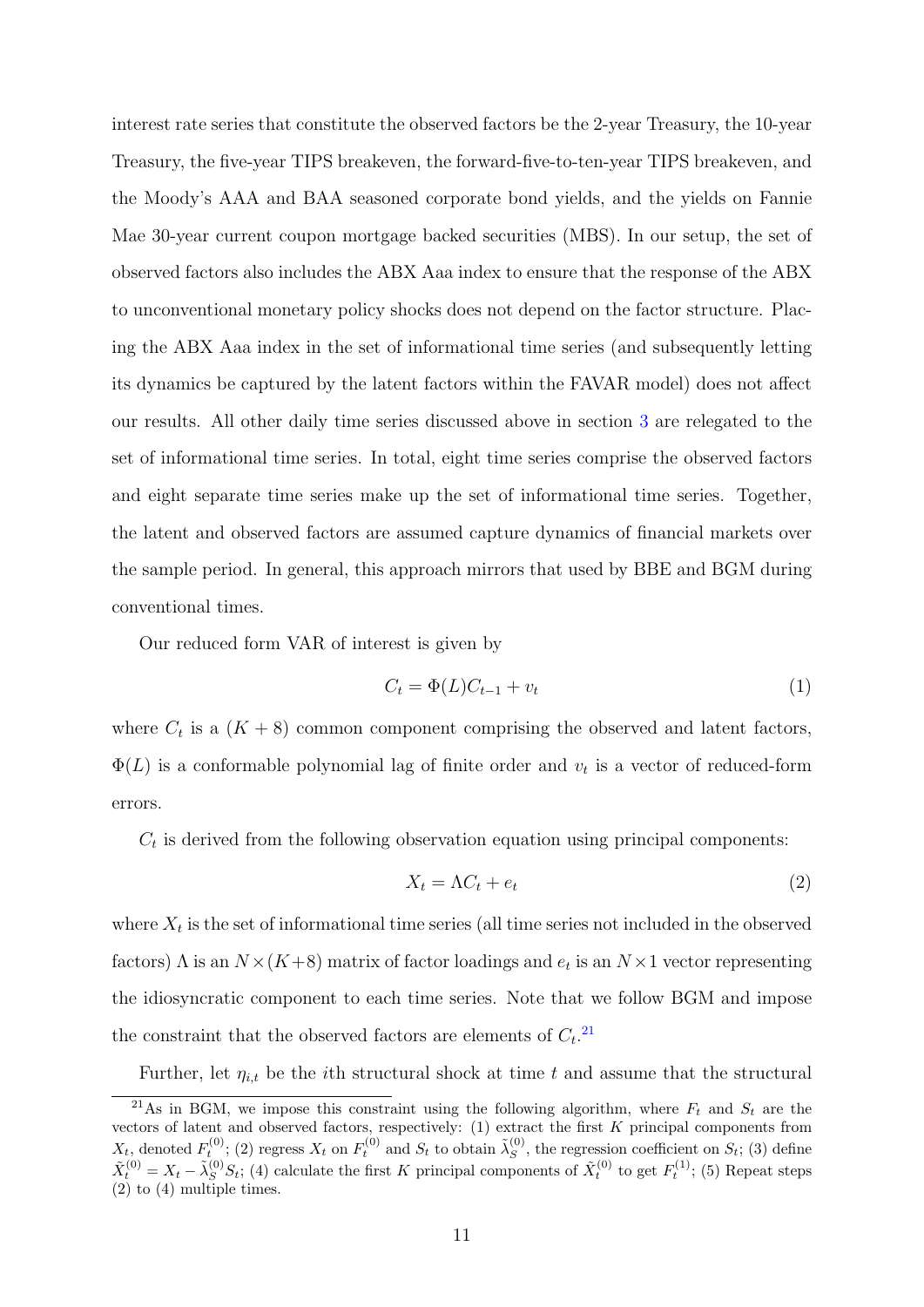interest rate series that constitute the observed factors be the 2-year Treasury, the 10-year Treasury, the five-year TIPS breakeven, the forward-five-to-ten-year TIPS breakeven, and the Moody's AAA and BAA seasoned corporate bond yields, and the yields on Fannie Mae 30-year current coupon mortgage backed securities (MBS). In our setup, the set of observed factors also includes the ABX Aaa index to ensure that the response of the ABX to unconventional monetary policy shocks does not depend on the factor structure. Placing the ABX Aaa index in the set of informational time series (and subsequently letting its dynamics be captured by the latent factors within the FAVAR model) does not affect our results. All other daily time series discussed above in section 3 are relegated to the set of informational time series. In total, eight time series comprise the observed factors and eight separate time series make up the set of informational time series. Together, the latent and observed factors are assumed capture dynamics of financial markets over the sample period. In general, this approach mirrors that used by BBE and BGM during conventional times.

Our reduced form VAR of interest is given by

$$C_t = \Phi(L)C_{t-1} + v_t \tag{1}$$

where $C_t$ is a $(K + 8)$ common component comprising the observed and latent factors, $\Phi(L)$ is a conformable polynomial lag of finite order and $v_t$ is a vector of reduced-form errors.

$C_t$ is derived from the following observation equation using principal components:

$$X_t = \Lambda C_t + e_t \tag{2}$$

where $X_t$ is the set of informational time series (all time series not included in the observed factors) $\Lambda$ is an $N \times (K+8)$ matrix of factor loadings and $e_t$ is an $N \times 1$ vector representing the idiosyncratic component to each time series. Note that we follow BGM and impose the constraint that the observed factors are elements of $C_t$.[21]

Further, let $\eta_{i,t}$ be the $i$th structural shock at time $t$ and assume that the structural

[21] As in BGM, we impose this constraint using the following algorithm, where $F_t$ and $S_t$ are the vectors of latent and observed factors, respectively: (1) extract the first $K$ principal components from $X_t$, denoted $F_t^{(0)}$; (2) regress $X_t$ on $F_t^{(0)}$ and $S_t$ to obtain $\tilde{\lambda}_S^{(0)}$, the regression coefficient on $S_t$; (3) define $\tilde{X}_t^{(0)} = X_t - \tilde{\lambda}_S^{(0)} S_t$; (4) calculate the first $K$ principal components of $\tilde{X}_t^{(0)}$ to get $F_t^{(1)}$; (5) Repeat steps (2) to (4) multiple times.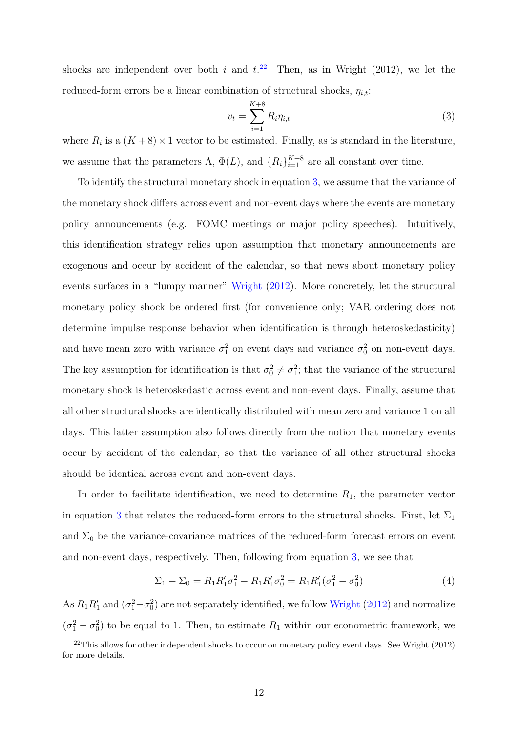shocks are independent over both $i$ and $t$.[22] Then, as in Wright (2012), we let the reduced-form errors be a linear combination of structural shocks, $\eta_{i,t}$:

$$v_t = \sum_{i=1}^{K+8} R_i \eta_{i,t} \tag{3}$$

where $R_i$ is a $(K+8) \times 1$ vector to be estimated. Finally, as is standard in the literature, we assume that the parameters $\Lambda$, $\Phi(L)$, and $\{R_i\}_{i=1}^{K+8}$ are all constant over time.

To identify the structural monetary shock in equation 3, we assume that the variance of the monetary shock differs across event and non-event days where the events are monetary policy announcements (e.g. FOMC meetings or major policy speeches). Intuitively, this identification strategy relies upon assumption that monetary announcements are exogenous and occur by accident of the calendar, so that news about monetary policy events surfaces in a "lumpy manner" Wright (2012). More concretely, let the structural monetary policy shock be ordered first (for convenience only; VAR ordering does not determine impulse response behavior when identification is through heteroskedasticity) and have mean zero with variance $\sigma_1^2$ on event days and variance $\sigma_0^2$ on non-event days. The key assumption for identification is that $\sigma_0^2 \neq \sigma_1^2$; that the variance of the structural monetary shock is heteroskedastic across event and non-event days. Finally, assume that all other structural shocks are identically distributed with mean zero and variance 1 on all days. This latter assumption also follows directly from the notion that monetary events occur by accident of the calendar, so that the variance of all other structural shocks should be identical across event and non-event days.

In order to facilitate identification, we need to determine $R_1$, the parameter vector in equation 3 that relates the reduced-form errors to the structural shocks. First, let $\Sigma_1$ and $\Sigma_0$ be the variance-covariance matrices of the reduced-form forecast errors on event and non-event days, respectively. Then, following from equation 3, we see that

$$\Sigma_1 - \Sigma_0 = R_1 R_1' \sigma_1^2 - R_1 R_1' \sigma_0^2 = R_1 R_1' (\sigma_1^2 - \sigma_0^2) \tag{4}$$

As $R_1 R_1'$ and $(\sigma_1^2 - \sigma_0^2)$ are not separately identified, we follow Wright (2012) and normalize $(\sigma_1^2 - \sigma_0^2)$ to be equal to 1. Then, to estimate $R_1$ within our econometric framework, we

[22] This allows for other independent shocks to occur on monetary policy event days. See Wright (2012) for more details.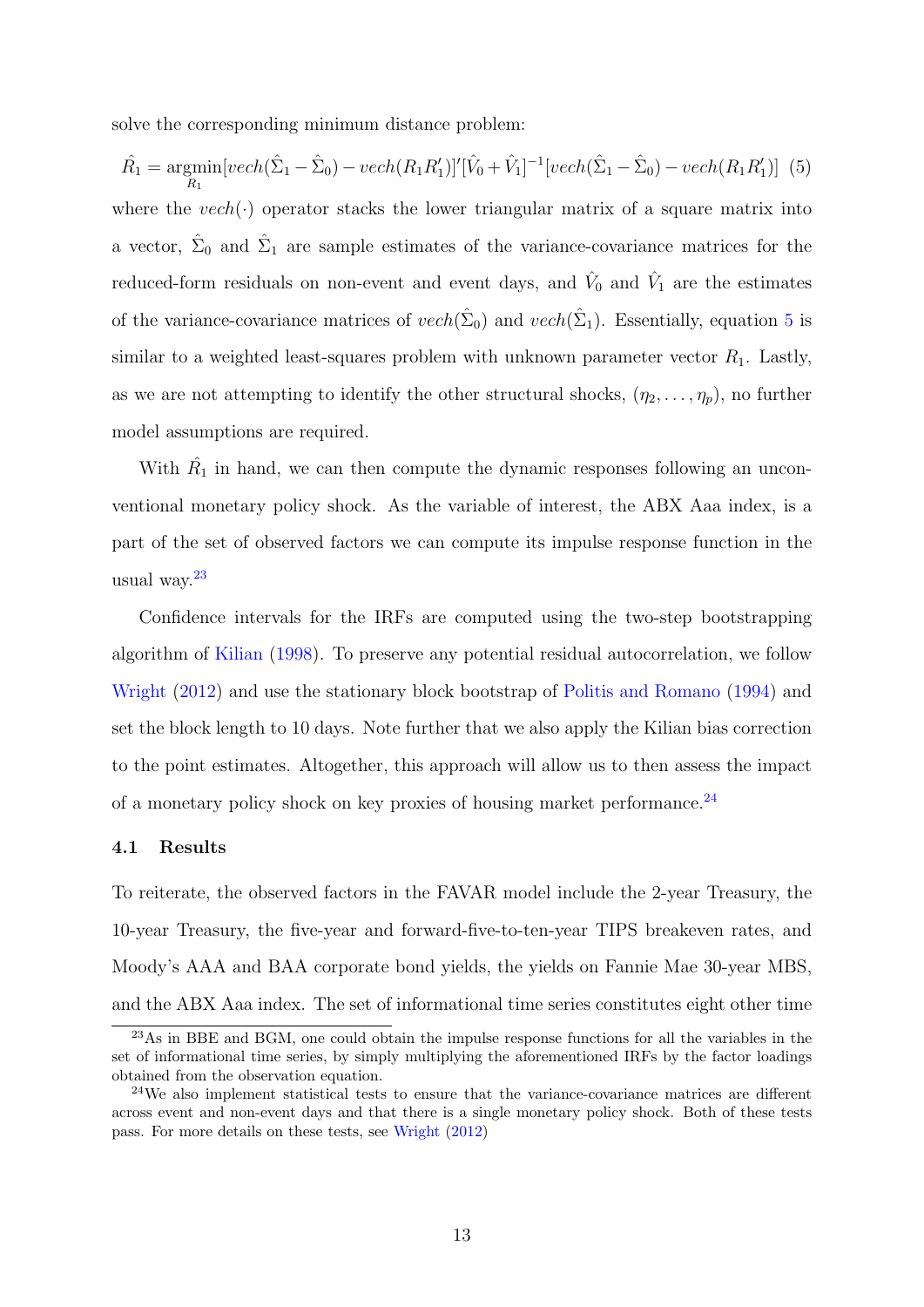solve the corresponding minimum distance problem:

$$\hat{R}_1 = \underset{R_1}{\text{argmin}}[vech(\hat{\Sigma}_1 - \hat{\Sigma}_0) - vech(R_1 R_1')]'[\hat{V}_0 + \hat{V}_1]^{-1}[vech(\hat{\Sigma}_1 - \hat{\Sigma}_0) - vech(R_1 R_1')] \quad (5)$$

where the $vech(\cdot)$ operator stacks the lower triangular matrix of a square matrix into a vector, $\hat{\Sigma}_0$ and $\hat{\Sigma}_1$ are sample estimates of the variance-covariance matrices for the reduced-form residuals on non-event and event days, and $\hat{V}_0$ and $\hat{V}_1$ are the estimates of the variance-covariance matrices of $vech(\hat{\Sigma}_0)$ and $vech(\hat{\Sigma}_1)$. Essentially, equation 5 is similar to a weighted least-squares problem with unknown parameter vector $R_1$. Lastly, as we are not attempting to identify the other structural shocks, $(\eta_2, \ldots, \eta_p)$, no further model assumptions are required.

With $\hat{R}_1$ in hand, we can then compute the dynamic responses following an unconventional monetary policy shock. As the variable of interest, the ABX Aaa index, is a part of the set of observed factors we can compute its impulse response function in the usual way.[23]

Confidence intervals for the IRFs are computed using the two-step bootstrapping algorithm of Kilian (1998). To preserve any potential residual autocorrelation, we follow Wright (2012) and use the stationary block bootstrap of Politis and Romano (1994) and set the block length to 10 days. Note further that we also apply the Kilian bias correction to the point estimates. Altogether, this approach will allow us to then assess the impact of a monetary policy shock on key proxies of housing market performance.[24]

### 4.1 Results

To reiterate, the observed factors in the FAVAR model include the 2-year Treasury, the 10-year Treasury, the five-year and forward-five-to-ten-year TIPS breakeven rates, and Moody's AAA and BAA corporate bond yields, the yields on Fannie Mae 30-year MBS, and the ABX Aaa index. The set of informational time series constitutes eight other time

[23] As in BBE and BGM, one could obtain the impulse response functions for all the variables in the set of informational time series, by simply multiplying the aforementioned IRFs by the factor loadings obtained from the observation equation.

[24] We also implement statistical tests to ensure that the variance-covariance matrices are different across event and non-event days and that there is a single monetary policy shock. Both of these tests pass. For more details on these tests, see Wright (2012)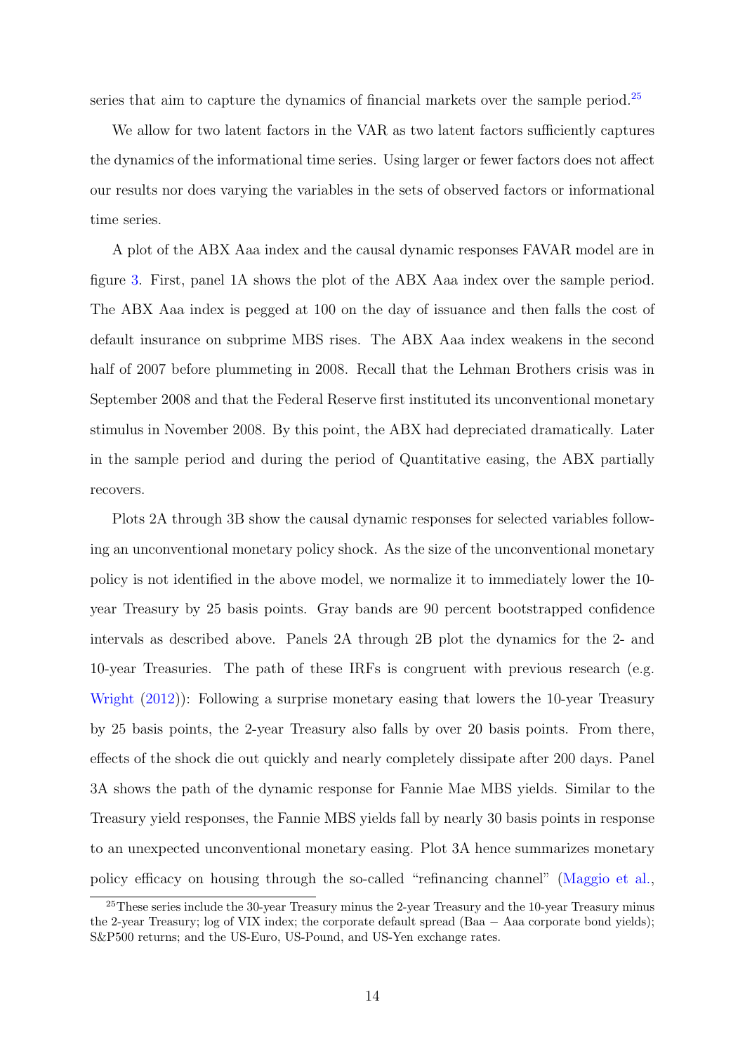series that aim to capture the dynamics of financial markets over the sample period.[25]

We allow for two latent factors in the VAR as two latent factors sufficiently captures the dynamics of the informational time series. Using larger or fewer factors does not affect our results nor does varying the variables in the sets of observed factors or informational time series.

A plot of the ABX Aaa index and the causal dynamic responses FAVAR model are in figure 3. First, panel 1A shows the plot of the ABX Aaa index over the sample period. The ABX Aaa index is pegged at 100 on the day of issuance and then falls the cost of default insurance on subprime MBS rises. The ABX Aaa index weakens in the second half of 2007 before plummeting in 2008. Recall that the Lehman Brothers crisis was in September 2008 and that the Federal Reserve first instituted its unconventional monetary stimulus in November 2008. By this point, the ABX had depreciated dramatically. Later in the sample period and during the period of Quantitative easing, the ABX partially recovers.

Plots 2A through 3B show the causal dynamic responses for selected variables following an unconventional monetary policy shock. As the size of the unconventional monetary policy is not identified in the above model, we normalize it to immediately lower the 10-year Treasury by 25 basis points. Gray bands are 90 percent bootstrapped confidence intervals as described above. Panels 2A through 2B plot the dynamics for the 2- and 10-year Treasuries. The path of these IRFs is congruent with previous research (e.g. Wright (2012)): Following a surprise monetary easing that lowers the 10-year Treasury by 25 basis points, the 2-year Treasury also falls by over 20 basis points. From there, effects of the shock die out quickly and nearly completely dissipate after 200 days. Panel 3A shows the path of the dynamic response for Fannie Mae MBS yields. Similar to the Treasury yield responses, the Fannie MBS yields fall by nearly 30 basis points in response to an unexpected unconventional monetary easing. Plot 3A hence summarizes monetary policy efficacy on housing through the so-called "refinancing channel" (Maggio et al.,

[25] These series include the 30-year Treasury minus the 2-year Treasury and the 10-year Treasury minus the 2-year Treasury; log of VIX index; the corporate default spread (Baa − Aaa corporate bond yields); S&P500 returns; and the US-Euro, US-Pound, and US-Yen exchange rates.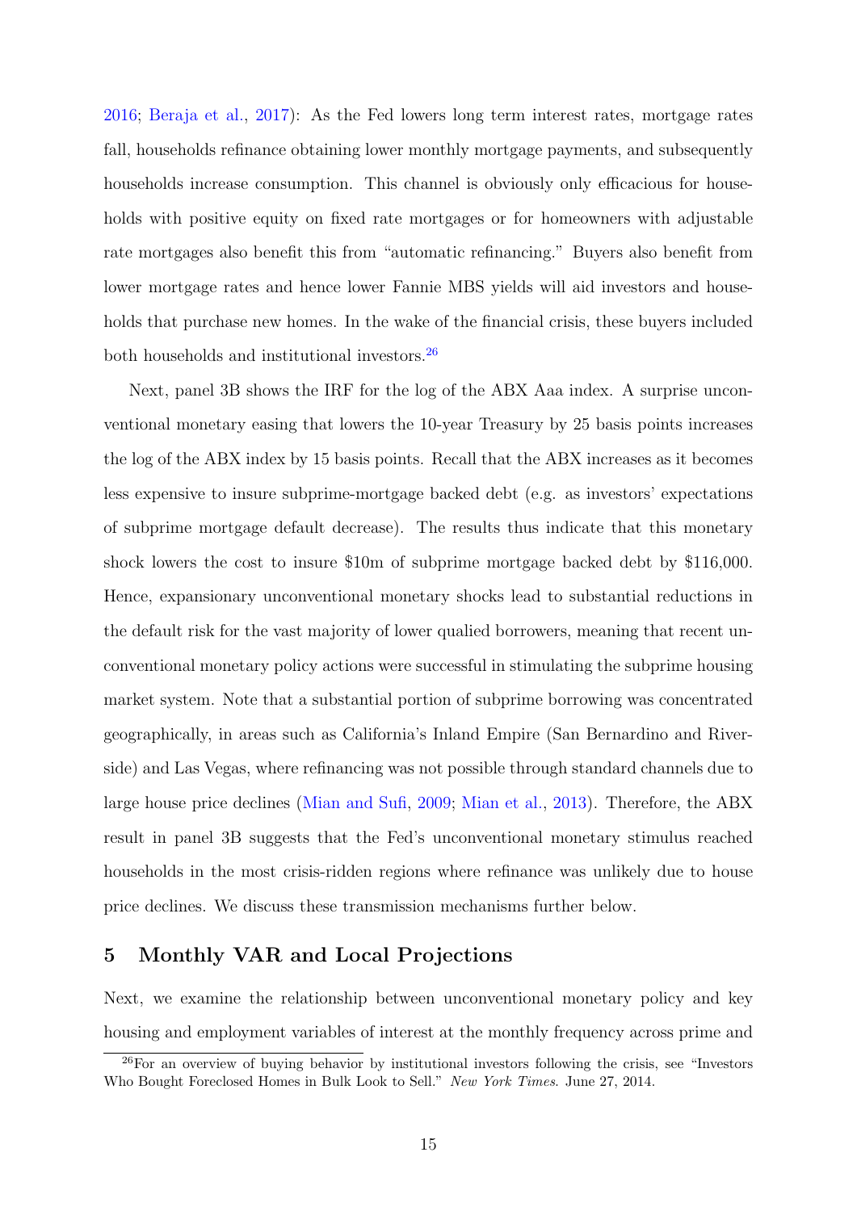2016; Beraja et al., 2017): As the Fed lowers long term interest rates, mortgage rates fall, households refinance obtaining lower monthly mortgage payments, and subsequently households increase consumption. This channel is obviously only efficacious for households with positive equity on fixed rate mortgages or for homeowners with adjustable rate mortgages also benefit this from "automatic refinancing." Buyers also benefit from lower mortgage rates and hence lower Fannie MBS yields will aid investors and households that purchase new homes. In the wake of the financial crisis, these buyers included both households and institutional investors.[26]

Next, panel 3B shows the IRF for the log of the ABX Aaa index. A surprise unconventional monetary easing that lowers the 10-year Treasury by 25 basis points increases the log of the ABX index by 15 basis points. Recall that the ABX increases as it becomes less expensive to insure subprime-mortgage backed debt (e.g. as investors' expectations of subprime mortgage default decrease). The results thus indicate that this monetary shock lowers the cost to insure \$10m of subprime mortgage backed debt by \$116,000. Hence, expansionary unconventional monetary shocks lead to substantial reductions in the default risk for the vast majority of lower qualied borrowers, meaning that recent unconventional monetary policy actions were successful in stimulating the subprime housing market system. Note that a substantial portion of subprime borrowing was concentrated geographically, in areas such as California's Inland Empire (San Bernardino and Riverside) and Las Vegas, where refinancing was not possible through standard channels due to large house price declines (Mian and Sufi, 2009; Mian et al., 2013). Therefore, the ABX result in panel 3B suggests that the Fed's unconventional monetary stimulus reached households in the most crisis-ridden regions where refinance was unlikely due to house price declines. We discuss these transmission mechanisms further below.

## 5 Monthly VAR and Local Projections

Next, we examine the relationship between unconventional monetary policy and key housing and employment variables of interest at the monthly frequency across prime and

[26]For an overview of buying behavior by institutional investors following the crisis, see "Investors Who Bought Foreclosed Homes in Bulk Look to Sell." *New York Times*. June 27, 2014.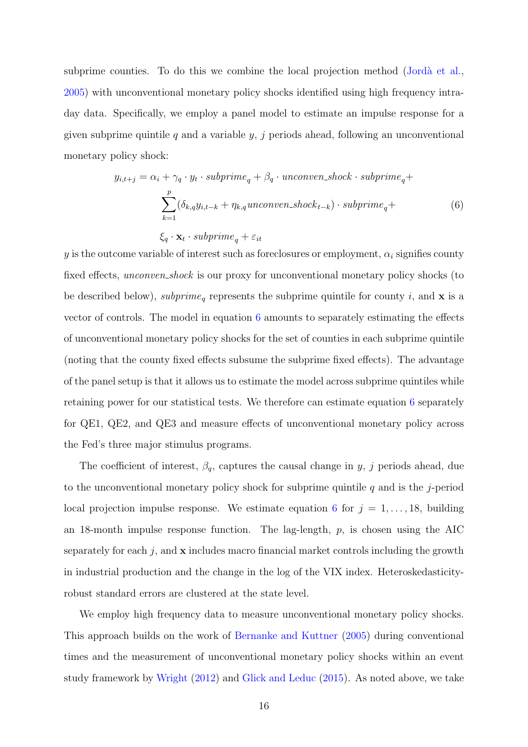subprime counties. To do this we combine the local projection method (Jordà et al., 2005) with unconventional monetary policy shocks identified using high frequency intraday data. Specifically, we employ a panel model to estimate an impulse response for a given subprime quintile $q$ and a variable $y$, $j$ periods ahead, following an unconventional monetary policy shock:

$$
\begin{aligned}
y_{i,t+j} = \alpha_i + \gamma_q \cdot y_t \cdot subprime_q + \beta_q \cdot unconven\_shock \cdot subprime_q + \\
\sum_{k=1}^{p} (\delta_{k,q} y_{i,t-k} + \eta_{k,q} unconven\_shock_{t-k}) \cdot subprime_q + \\
\xi_q \cdot \mathbf{x}_t \cdot subprime_q + \varepsilon_{it}
\end{aligned}
\tag{6}
$$

$y$ is the outcome variable of interest such as foreclosures or employment, $\alpha_i$ signifies county fixed effects, *unconven_shock* is our proxy for unconventional monetary policy shocks (to be described below), $subprime_q$ represents the subprime quintile for county $i$, and $\mathbf{x}$ is a vector of controls. The model in equation 6 amounts to separately estimating the effects of unconventional monetary policy shocks for the set of counties in each subprime quintile (noting that the county fixed effects subsume the subprime fixed effects). The advantage of the panel setup is that it allows us to estimate the model across subprime quintiles while retaining power for our statistical tests. We therefore can estimate equation 6 separately for QE1, QE2, and QE3 and measure effects of unconventional monetary policy across the Fed's three major stimulus programs.

The coefficient of interest, $\beta_q$, captures the causal change in $y$, $j$ periods ahead, due to the unconventional monetary policy shock for subprime quintile $q$ and is the $j$-period local projection impulse response. We estimate equation 6 for $j = 1, \ldots, 18$, building an 18-month impulse response function. The lag-length, $p$, is chosen using the AIC separately for each $j$, and $\mathbf{x}$ includes macro financial market controls including the growth in industrial production and the change in the log of the VIX index. Heteroskedasticity-robust standard errors are clustered at the state level.

We employ high frequency data to measure unconventional monetary policy shocks. This approach builds on the work of Bernanke and Kuttner (2005) during conventional times and the measurement of unconventional monetary policy shocks within an event study framework by Wright (2012) and Glick and Leduc (2015). As noted above, we take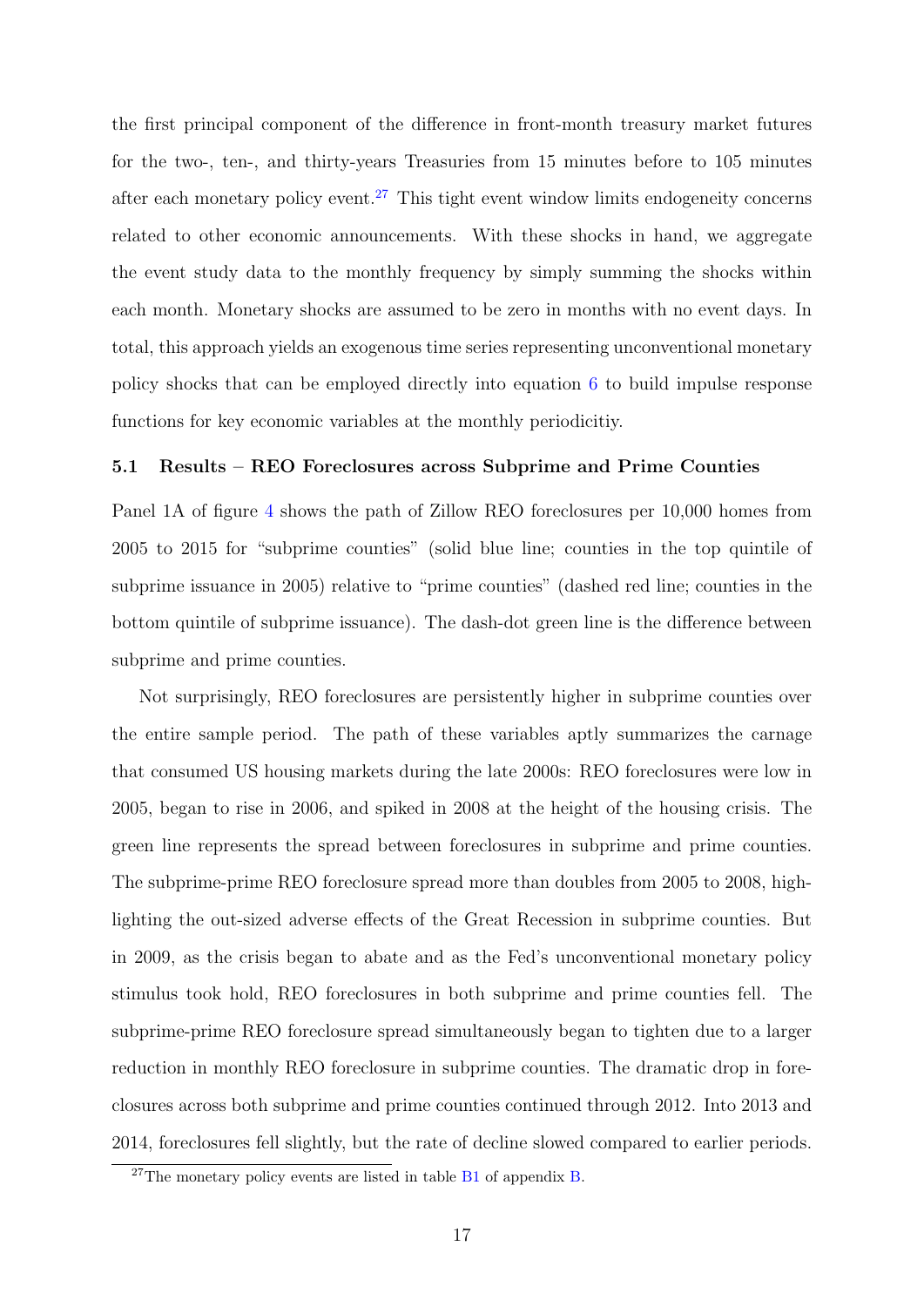the first principal component of the difference in front-month treasury market futures for the two-, ten-, and thirty-years Treasuries from 15 minutes before to 105 minutes after each monetary policy event.[27] This tight event window limits endogeneity concerns related to other economic announcements. With these shocks in hand, we aggregate the event study data to the monthly frequency by simply summing the shocks within each month. Monetary shocks are assumed to be zero in months with no event days. In total, this approach yields an exogenous time series representing unconventional monetary policy shocks that can be employed directly into equation 6 to build impulse response functions for key economic variables at the monthly periodicitiy.

### 5.1 Results – REO Foreclosures across Subprime and Prime Counties

Panel 1A of figure 4 shows the path of Zillow REO foreclosures per 10,000 homes from 2005 to 2015 for "subprime counties" (solid blue line; counties in the top quintile of subprime issuance in 2005) relative to "prime counties" (dashed red line; counties in the bottom quintile of subprime issuance). The dash-dot green line is the difference between subprime and prime counties.

Not surprisingly, REO foreclosures are persistently higher in subprime counties over the entire sample period. The path of these variables aptly summarizes the carnage that consumed US housing markets during the late 2000s: REO foreclosures were low in 2005, began to rise in 2006, and spiked in 2008 at the height of the housing crisis. The green line represents the spread between foreclosures in subprime and prime counties. The subprime-prime REO foreclosure spread more than doubles from 2005 to 2008, highlighting the out-sized adverse effects of the Great Recession in subprime counties. But in 2009, as the crisis began to abate and as the Fed's unconventional monetary policy stimulus took hold, REO foreclosures in both subprime and prime counties fell. The subprime-prime REO foreclosure spread simultaneously began to tighten due to a larger reduction in monthly REO foreclosure in subprime counties. The dramatic drop in foreclosures across both subprime and prime counties continued through 2012. Into 2013 and 2014, foreclosures fell slightly, but the rate of decline slowed compared to earlier periods.

[27] The monetary policy events are listed in table B1 of appendix B.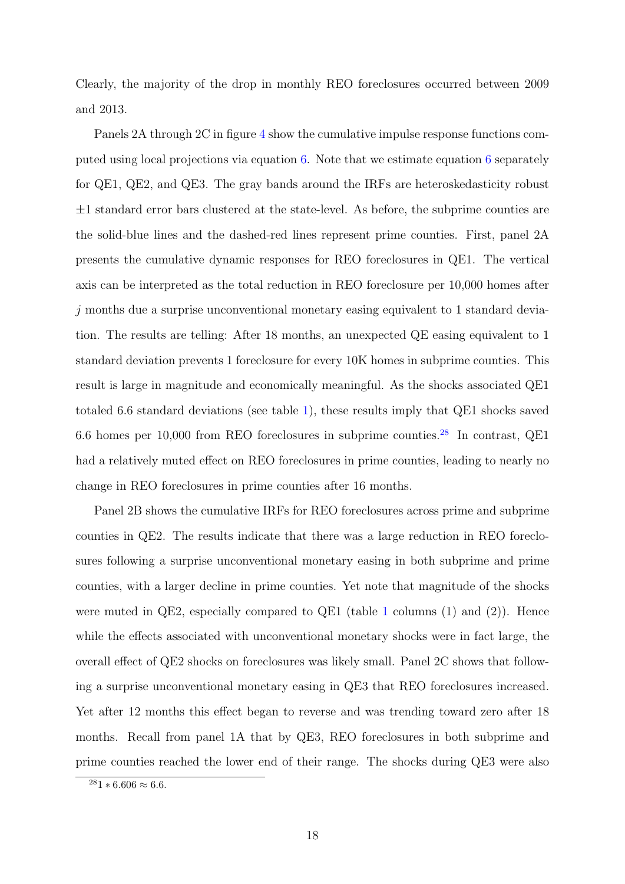Clearly, the majority of the drop in monthly REO foreclosures occurred between 2009 and 2013.

Panels 2A through 2C in figure 4 show the cumulative impulse response functions computed using local projections via equation 6. Note that we estimate equation 6 separately for QE1, QE2, and QE3. The gray bands around the IRFs are heteroskedasticity robust $\pm 1$ standard error bars clustered at the state-level. As before, the subprime counties are the solid-blue lines and the dashed-red lines represent prime counties. First, panel 2A presents the cumulative dynamic responses for REO foreclosures in QE1. The vertical axis can be interpreted as the total reduction in REO foreclosure per 10,000 homes after $j$ months due a surprise unconventional monetary easing equivalent to 1 standard deviation. The results are telling: After 18 months, an unexpected QE easing equivalent to 1 standard deviation prevents 1 foreclosure for every 10K homes in subprime counties. This result is large in magnitude and economically meaningful. As the shocks associated QE1 totaled 6.6 standard deviations (see table 1), these results imply that QE1 shocks saved 6.6 homes per 10,000 from REO foreclosures in subprime counties.[28] In contrast, QE1 had a relatively muted effect on REO foreclosures in prime counties, leading to nearly no change in REO foreclosures in prime counties after 16 months.

Panel 2B shows the cumulative IRFs for REO foreclosures across prime and subprime counties in QE2. The results indicate that there was a large reduction in REO foreclosures following a surprise unconventional monetary easing in both subprime and prime counties, with a larger decline in prime counties. Yet note that magnitude of the shocks were muted in QE2, especially compared to QE1 (table 1 columns (1) and (2)). Hence while the effects associated with unconventional monetary shocks were in fact large, the overall effect of QE2 shocks on foreclosures was likely small. Panel 2C shows that following a surprise unconventional monetary easing in QE3 that REO foreclosures increased. Yet after 12 months this effect began to reverse and was trending toward zero after 18 months. Recall from panel 1A that by QE3, REO foreclosures in both subprime and prime counties reached the lower end of their range. The shocks during QE3 were also

[28] $1 * 6.606 \approx 6.6$.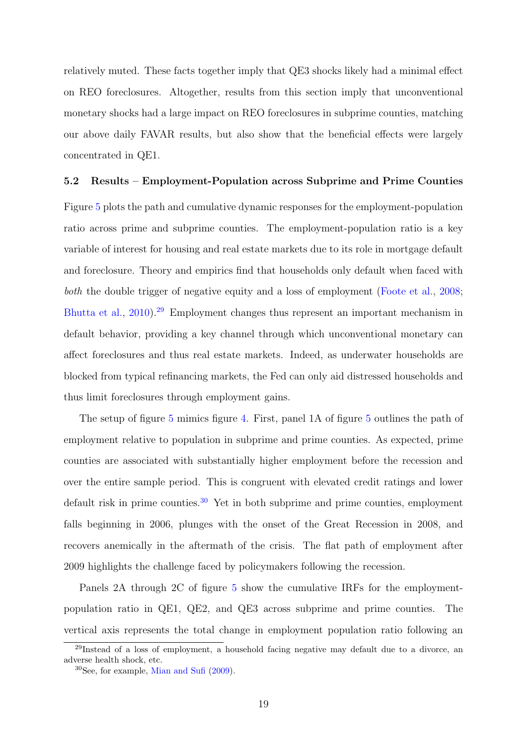relatively muted. These facts together imply that QE3 shocks likely had a minimal effect on REO foreclosures. Altogether, results from this section imply that unconventional monetary shocks had a large impact on REO foreclosures in subprime counties, matching our above daily FAVAR results, but also show that the beneficial effects were largely concentrated in QE1.

### 5.2 Results – Employment-Population across Subprime and Prime Counties

Figure 5 plots the path and cumulative dynamic responses for the employment-population ratio across prime and subprime counties. The employment-population ratio is a key variable of interest for housing and real estate markets due to its role in mortgage default and foreclosure. Theory and empirics find that households only default when faced with *both* the double trigger of negative equity and a loss of employment (Foote et al., 2008; Bhutta et al., 2010).[29] Employment changes thus represent an important mechanism in default behavior, providing a key channel through which unconventional monetary can affect foreclosures and thus real estate markets. Indeed, as underwater households are blocked from typical refinancing markets, the Fed can only aid distressed households and thus limit foreclosures through employment gains.

The setup of figure 5 mimics figure 4. First, panel 1A of figure 5 outlines the path of employment relative to population in subprime and prime counties. As expected, prime counties are associated with substantially higher employment before the recession and over the entire sample period. This is congruent with elevated credit ratings and lower default risk in prime counties.[30] Yet in both subprime and prime counties, employment falls beginning in 2006, plunges with the onset of the Great Recession in 2008, and recovers anemically in the aftermath of the crisis. The flat path of employment after 2009 highlights the challenge faced by policymakers following the recession.

Panels 2A through 2C of figure 5 show the cumulative IRFs for the employment-population ratio in QE1, QE2, and QE3 across subprime and prime counties. The vertical axis represents the total change in employment population ratio following an

[29] Instead of a loss of employment, a household facing negative may default due to a divorce, an adverse health shock, etc.

[30] See, for example, Mian and Sufi (2009).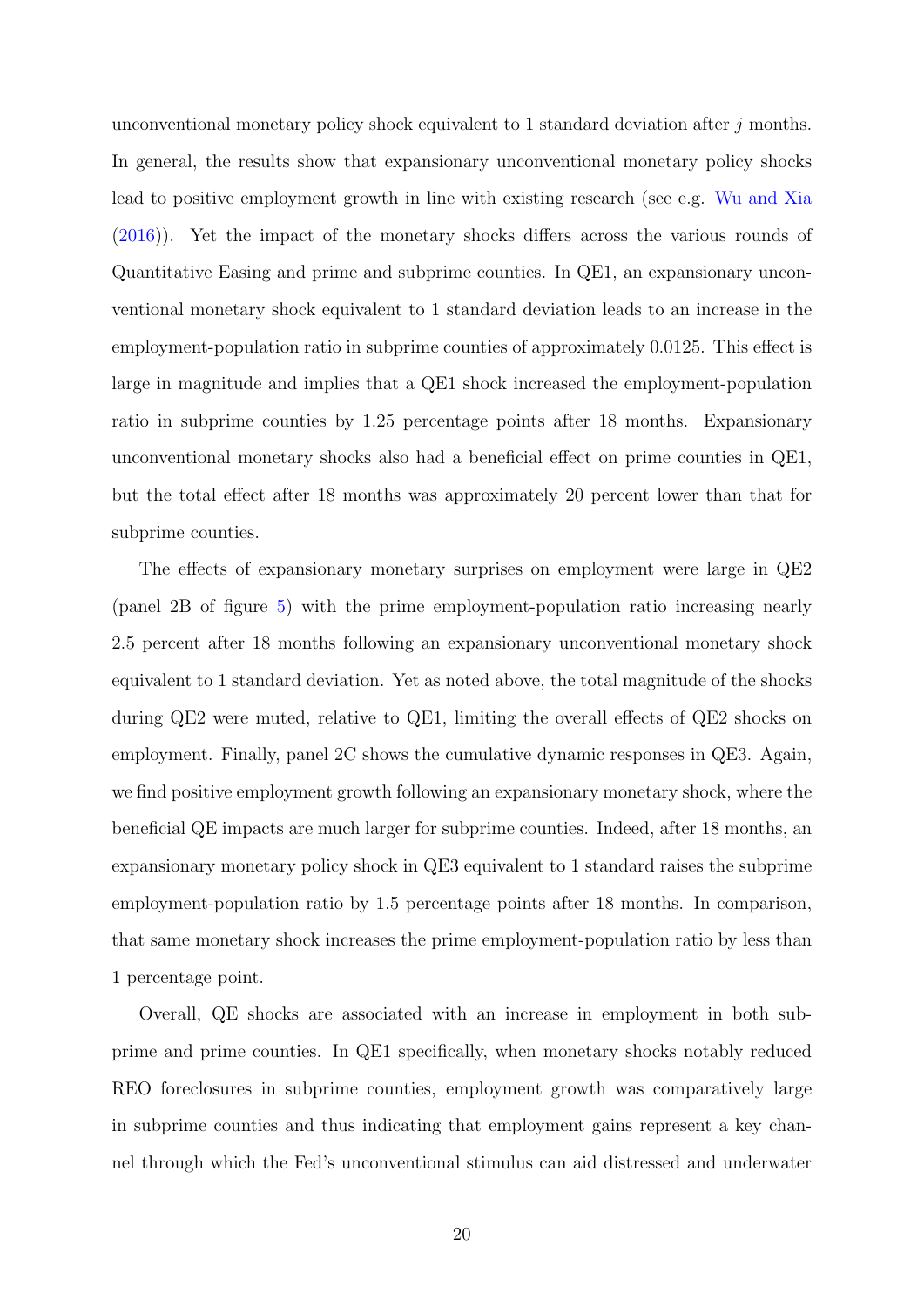unconventional monetary policy shock equivalent to 1 standard deviation after $j$ months. In general, the results show that expansionary unconventional monetary policy shocks lead to positive employment growth in line with existing research (see e.g. Wu and Xia (2016)). Yet the impact of the monetary shocks differs across the various rounds of Quantitative Easing and prime and subprime counties. In QE1, an expansionary unconventional monetary shock equivalent to 1 standard deviation leads to an increase in the employment-population ratio in subprime counties of approximately 0.0125. This effect is large in magnitude and implies that a QE1 shock increased the employment-population ratio in subprime counties by 1.25 percentage points after 18 months. Expansionary unconventional monetary shocks also had a beneficial effect on prime counties in QE1, but the total effect after 18 months was approximately 20 percent lower than that for subprime counties.

The effects of expansionary monetary surprises on employment were large in QE2 (panel 2B of figure 5) with the prime employment-population ratio increasing nearly 2.5 percent after 18 months following an expansionary unconventional monetary shock equivalent to 1 standard deviation. Yet as noted above, the total magnitude of the shocks during QE2 were muted, relative to QE1, limiting the overall effects of QE2 shocks on employment. Finally, panel 2C shows the cumulative dynamic responses in QE3. Again, we find positive employment growth following an expansionary monetary shock, where the beneficial QE impacts are much larger for subprime counties. Indeed, after 18 months, an expansionary monetary policy shock in QE3 equivalent to 1 standard raises the subprime employment-population ratio by 1.5 percentage points after 18 months. In comparison, that same monetary shock increases the prime employment-population ratio by less than 1 percentage point.

Overall, QE shocks are associated with an increase in employment in both subprime and prime counties. In QE1 specifically, when monetary shocks notably reduced REO foreclosures in subprime counties, employment growth was comparatively large in subprime counties and thus indicating that employment gains represent a key channel through which the Fed's unconventional stimulus can aid distressed and underwater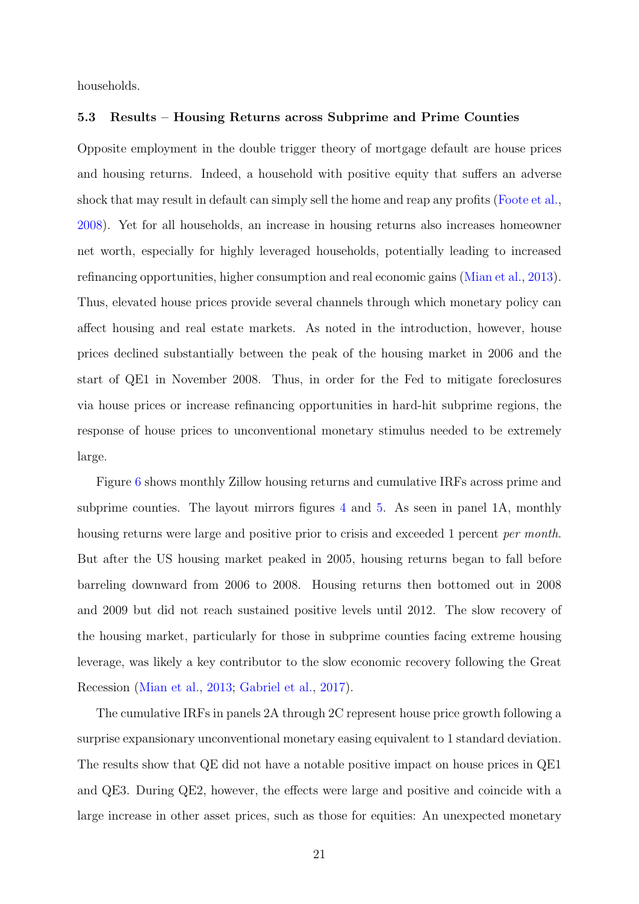households.

### 5.3 Results – Housing Returns across Subprime and Prime Counties

Opposite employment in the double trigger theory of mortgage default are house prices and housing returns. Indeed, a household with positive equity that suffers an adverse shock that may result in default can simply sell the home and reap any profits (Foote et al., 2008). Yet for all households, an increase in housing returns also increases homeowner net worth, especially for highly leveraged households, potentially leading to increased refinancing opportunities, higher consumption and real economic gains (Mian et al., 2013). Thus, elevated house prices provide several channels through which monetary policy can affect housing and real estate markets. As noted in the introduction, however, house prices declined substantially between the peak of the housing market in 2006 and the start of QE1 in November 2008. Thus, in order for the Fed to mitigate foreclosures via house prices or increase refinancing opportunities in hard-hit subprime regions, the response of house prices to unconventional monetary stimulus needed to be extremely large.

Figure 6 shows monthly Zillow housing returns and cumulative IRFs across prime and subprime counties. The layout mirrors figures 4 and 5. As seen in panel 1A, monthly housing returns were large and positive prior to crisis and exceeded 1 percent *per month*. But after the US housing market peaked in 2005, housing returns began to fall before barreling downward from 2006 to 2008. Housing returns then bottomed out in 2008 and 2009 but did not reach sustained positive levels until 2012. The slow recovery of the housing market, particularly for those in subprime counties facing extreme housing leverage, was likely a key contributor to the slow economic recovery following the Great Recession (Mian et al., 2013; Gabriel et al., 2017).

The cumulative IRFs in panels 2A through 2C represent house price growth following a surprise expansionary unconventional monetary easing equivalent to 1 standard deviation. The results show that QE did not have a notable positive impact on house prices in QE1 and QE3. During QE2, however, the effects were large and positive and coincide with a large increase in other asset prices, such as those for equities: An unexpected monetary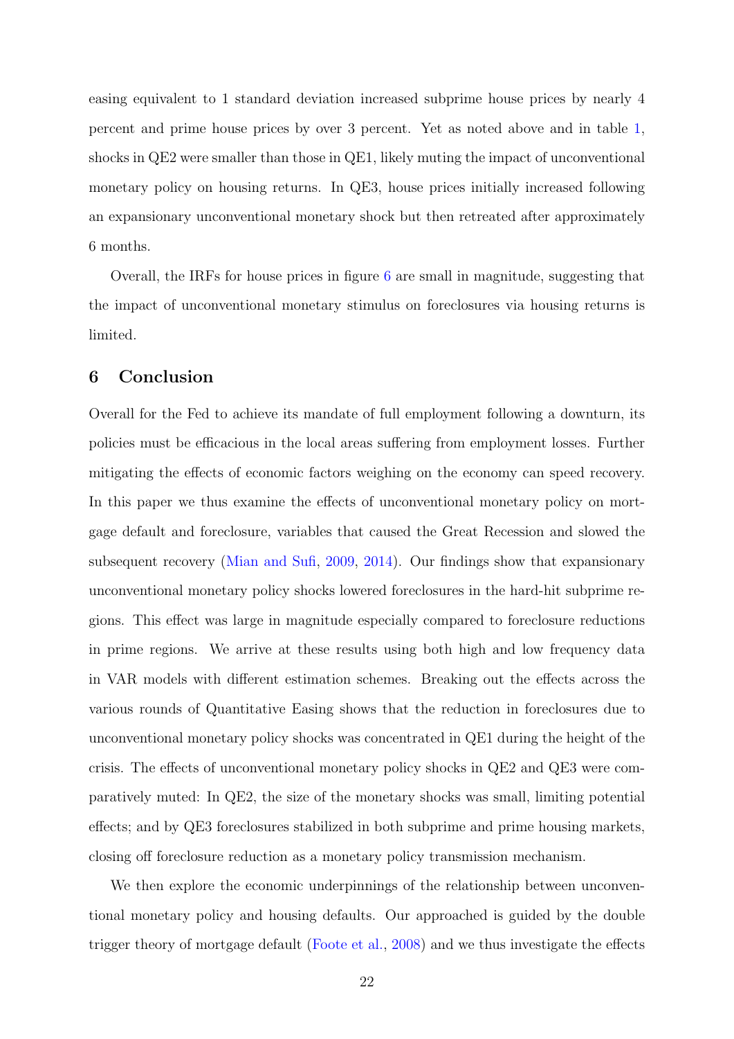easing equivalent to 1 standard deviation increased subprime house prices by nearly 4 percent and prime house prices by over 3 percent. Yet as noted above and in table 1, shocks in QE2 were smaller than those in QE1, likely muting the impact of unconventional monetary policy on housing returns. In QE3, house prices initially increased following an expansionary unconventional monetary shock but then retreated after approximately 6 months.

Overall, the IRFs for house prices in figure 6 are small in magnitude, suggesting that the impact of unconventional monetary stimulus on foreclosures via housing returns is limited.

## 6 Conclusion

Overall for the Fed to achieve its mandate of full employment following a downturn, its policies must be efficacious in the local areas suffering from employment losses. Further mitigating the effects of economic factors weighing on the economy can speed recovery. In this paper we thus examine the effects of unconventional monetary policy on mortgage default and foreclosure, variables that caused the Great Recession and slowed the subsequent recovery (Mian and Sufi, 2009, 2014). Our findings show that expansionary unconventional monetary policy shocks lowered foreclosures in the hard-hit subprime regions. This effect was large in magnitude especially compared to foreclosure reductions in prime regions. We arrive at these results using both high and low frequency data in VAR models with different estimation schemes. Breaking out the effects across the various rounds of Quantitative Easing shows that the reduction in foreclosures due to unconventional monetary policy shocks was concentrated in QE1 during the height of the crisis. The effects of unconventional monetary policy shocks in QE2 and QE3 were comparatively muted: In QE2, the size of the monetary shocks was small, limiting potential effects; and by QE3 foreclosures stabilized in both subprime and prime housing markets, closing off foreclosure reduction as a monetary policy transmission mechanism.

We then explore the economic underpinnings of the relationship between unconventional monetary policy and housing defaults. Our approached is guided by the double trigger theory of mortgage default (Foote et al., 2008) and we thus investigate the effects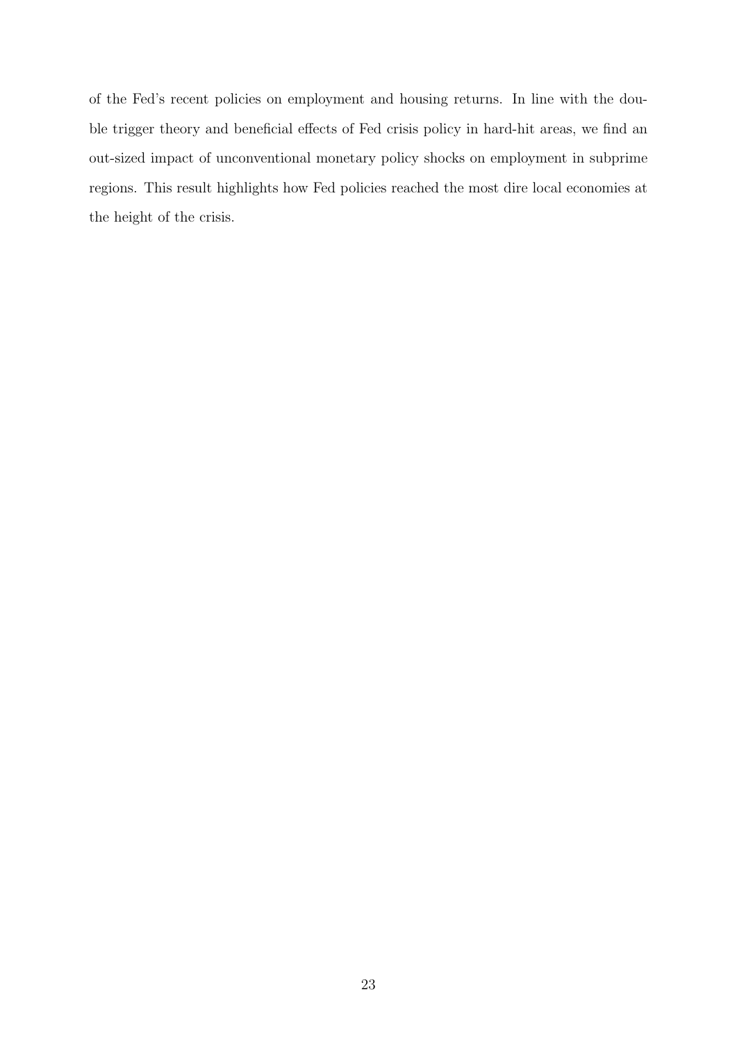of the Fed's recent policies on employment and housing returns. In line with the double trigger theory and beneficial effects of Fed crisis policy in hard-hit areas, we find an out-sized impact of unconventional monetary policy shocks on employment in subprime regions. This result highlights how Fed policies reached the most dire local economies at the height of the crisis.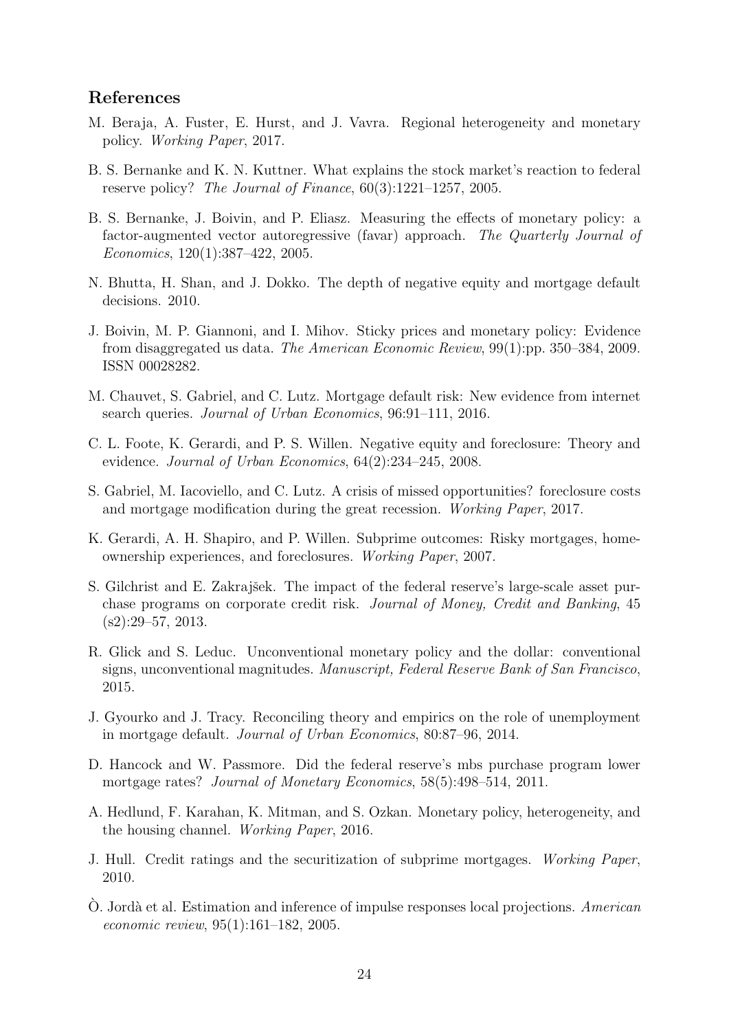## References

M. Beraja, A. Fuster, E. Hurst, and J. Vavra. Regional heterogeneity and monetary policy. *Working Paper*, 2017.

B. S. Bernanke and K. N. Kuttner. What explains the stock market's reaction to federal reserve policy? *The Journal of Finance*, 60(3):1221–1257, 2005.

B. S. Bernanke, J. Boivin, and P. Eliasz. Measuring the effects of monetary policy: a factor-augmented vector autoregressive (favar) approach. *The Quarterly Journal of Economics*, 120(1):387–422, 2005.

N. Bhutta, H. Shan, and J. Dokko. The depth of negative equity and mortgage default decisions. 2010.

J. Boivin, M. P. Giannoni, and I. Mihov. Sticky prices and monetary policy: Evidence from disaggregated us data. *The American Economic Review*, 99(1):pp. 350–384, 2009. ISSN 00028282.

M. Chauvet, S. Gabriel, and C. Lutz. Mortgage default risk: New evidence from internet search queries. *Journal of Urban Economics*, 96:91–111, 2016.

C. L. Foote, K. Gerardi, and P. S. Willen. Negative equity and foreclosure: Theory and evidence. *Journal of Urban Economics*, 64(2):234–245, 2008.

S. Gabriel, M. Iacoviello, and C. Lutz. A crisis of missed opportunities? foreclosure costs and mortgage modification during the great recession. *Working Paper*, 2017.

K. Gerardi, A. H. Shapiro, and P. Willen. Subprime outcomes: Risky mortgages, homeownership experiences, and foreclosures. *Working Paper*, 2007.

S. Gilchrist and E. Zakrajšek. The impact of the federal reserve's large-scale asset purchase programs on corporate credit risk. *Journal of Money, Credit and Banking*, 45 (s2):29–57, 2013.

R. Glick and S. Leduc. Unconventional monetary policy and the dollar: conventional signs, unconventional magnitudes. *Manuscript, Federal Reserve Bank of San Francisco*, 2015.

J. Gyourko and J. Tracy. Reconciling theory and empirics on the role of unemployment in mortgage default. *Journal of Urban Economics*, 80:87–96, 2014.

D. Hancock and W. Passmore. Did the federal reserve's mbs purchase program lower mortgage rates? *Journal of Monetary Economics*, 58(5):498–514, 2011.

A. Hedlund, F. Karahan, K. Mitman, and S. Ozkan. Monetary policy, heterogeneity, and the housing channel. *Working Paper*, 2016.

J. Hull. Credit ratings and the securitization of subprime mortgages. *Working Paper*, 2010.

Ò. Jordà et al. Estimation and inference of impulse responses local projections. *American economic review*, 95(1):161–182, 2005.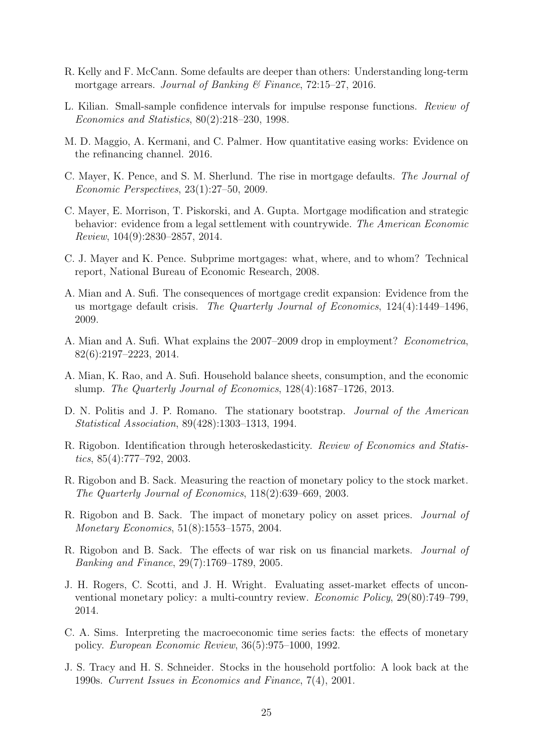R. Kelly and F. McCann. Some defaults are deeper than others: Understanding long-term mortgage arrears. *Journal of Banking & Finance*, 72:15–27, 2016.

L. Kilian. Small-sample confidence intervals for impulse response functions. *Review of Economics and Statistics*, 80(2):218–230, 1998.

M. D. Maggio, A. Kermani, and C. Palmer. How quantitative easing works: Evidence on the refinancing channel. 2016.

C. Mayer, K. Pence, and S. M. Sherlund. The rise in mortgage defaults. *The Journal of Economic Perspectives*, 23(1):27–50, 2009.

C. Mayer, E. Morrison, T. Piskorski, and A. Gupta. Mortgage modification and strategic behavior: evidence from a legal settlement with countrywide. *The American Economic Review*, 104(9):2830–2857, 2014.

C. J. Mayer and K. Pence. Subprime mortgages: what, where, and to whom? Technical report, National Bureau of Economic Research, 2008.

A. Mian and A. Sufi. The consequences of mortgage credit expansion: Evidence from the us mortgage default crisis. *The Quarterly Journal of Economics*, 124(4):1449–1496, 2009.

A. Mian and A. Sufi. What explains the 2007–2009 drop in employment? *Econometrica*, 82(6):2197–2223, 2014.

A. Mian, K. Rao, and A. Sufi. Household balance sheets, consumption, and the economic slump. *The Quarterly Journal of Economics*, 128(4):1687–1726, 2013.

D. N. Politis and J. P. Romano. The stationary bootstrap. *Journal of the American Statistical Association*, 89(428):1303–1313, 1994.

R. Rigobon. Identification through heteroskedasticity. *Review of Economics and Statistics*, 85(4):777–792, 2003.

R. Rigobon and B. Sack. Measuring the reaction of monetary policy to the stock market. *The Quarterly Journal of Economics*, 118(2):639–669, 2003.

R. Rigobon and B. Sack. The impact of monetary policy on asset prices. *Journal of Monetary Economics*, 51(8):1553–1575, 2004.

R. Rigobon and B. Sack. The effects of war risk on us financial markets. *Journal of Banking and Finance*, 29(7):1769–1789, 2005.

J. H. Rogers, C. Scotti, and J. H. Wright. Evaluating asset-market effects of unconventional monetary policy: a multi-country review. *Economic Policy*, 29(80):749–799, 2014.

C. A. Sims. Interpreting the macroeconomic time series facts: the effects of monetary policy. *European Economic Review*, 36(5):975–1000, 1992.

J. S. Tracy and H. S. Schneider. Stocks in the household portfolio: A look back at the 1990s. *Current Issues in Economics and Finance*, 7(4), 2001.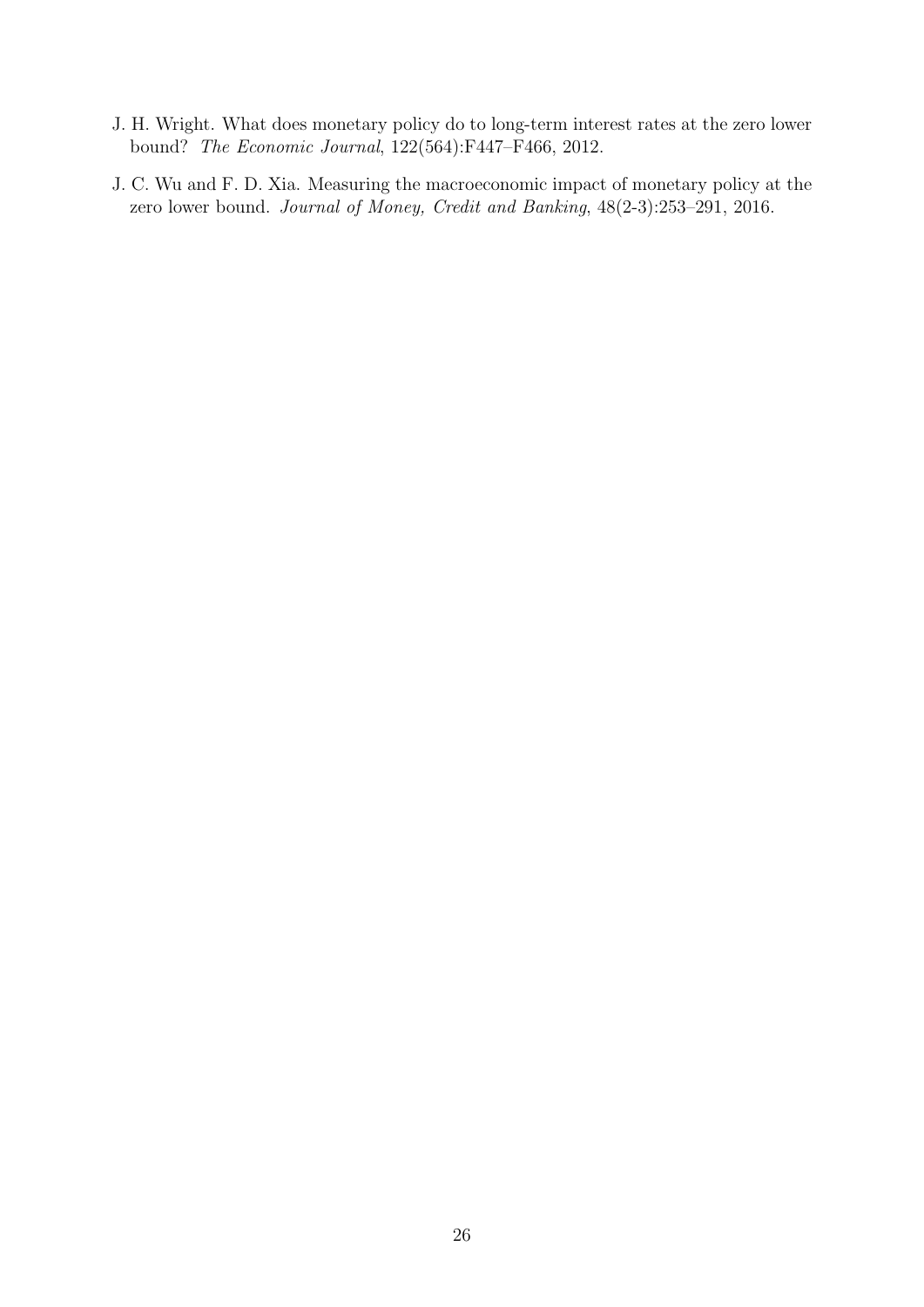J. H. Wright. What does monetary policy do to long-term interest rates at the zero lower bound? *The Economic Journal*, 122(564):F447–F466, 2012.

J. C. Wu and F. D. Xia. Measuring the macroeconomic impact of monetary policy at the zero lower bound. *Journal of Money, Credit and Banking*, 48(2-3):253–291, 2016.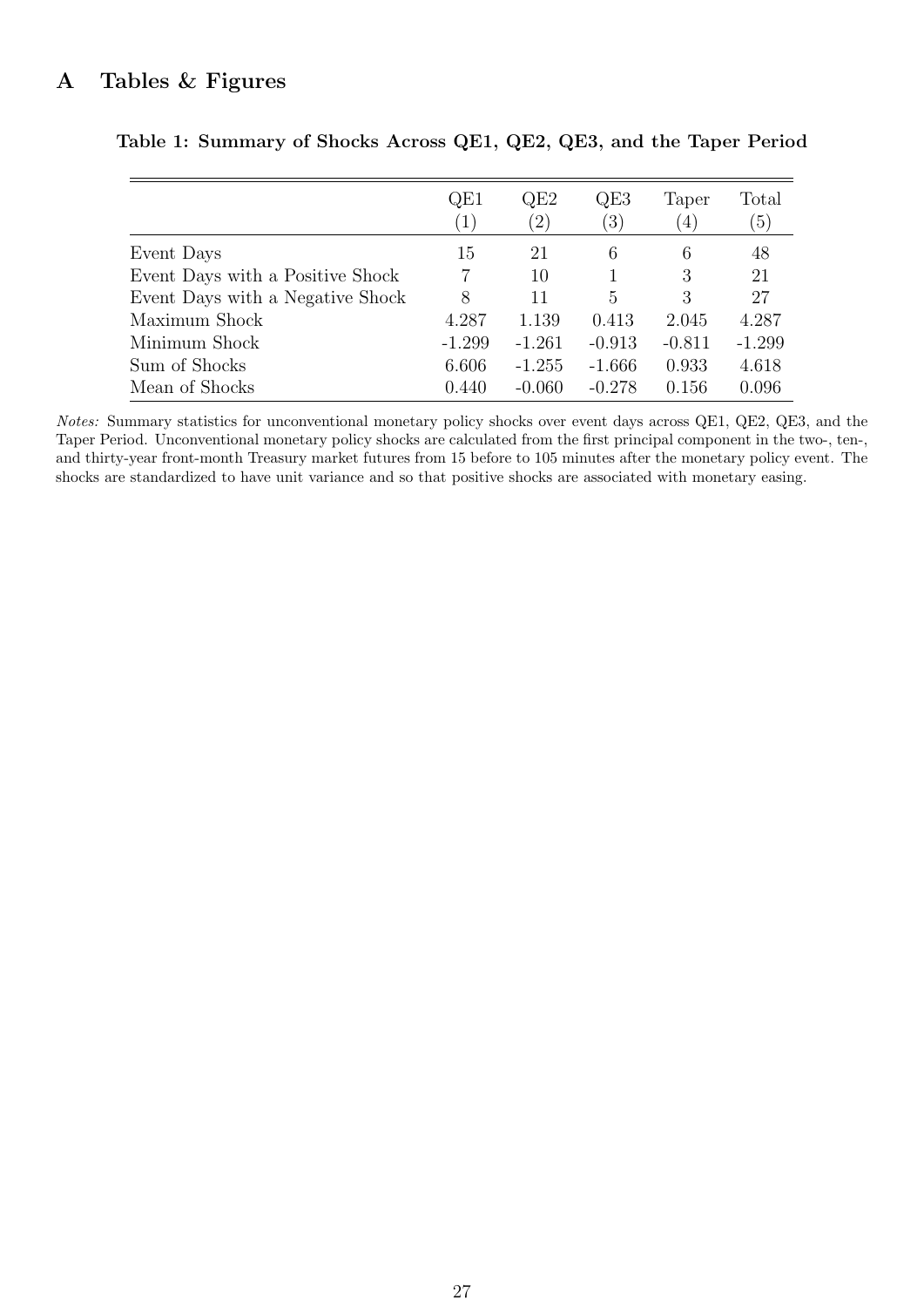# A Tables & Figures

**Table 1: Summary of Shocks Across QE1, QE2, QE3, and the Taper Period**

| | QE1 (1) | QE2 (2) | QE3 (3) | Taper (4) | Total (5) |
|---|---|---|---|---|---|
| Event Days | 15 | 21 | 6 | 6 | 48 |
| Event Days with a Positive Shock | 7 | 10 | 1 | 3 | 21 |
| Event Days with a Negative Shock | 8 | 11 | 5 | 3 | 27 |
| Maximum Shock | 4.287 | 1.139 | 0.413 | 2.045 | 4.287 |
| Minimum Shock | -1.299 | -1.261 | -0.913 | -0.811 | -1.299 |
| Sum of Shocks | 6.606 | -1.255 | -1.666 | 0.933 | 4.618 |
| Mean of Shocks | 0.440 | -0.060 | -0.278 | 0.156 | 0.096 |

*Notes:* Summary statistics for unconventional monetary policy shocks over event days across QE1, QE2, QE3, and the Taper Period. Unconventional monetary policy shocks are calculated from the first principal component in the two-, ten-, and thirty-year front-month Treasury market futures from 15 before to 105 minutes after the monetary policy event. The shocks are standardized to have unit variance and so that positive shocks are associated with monetary easing.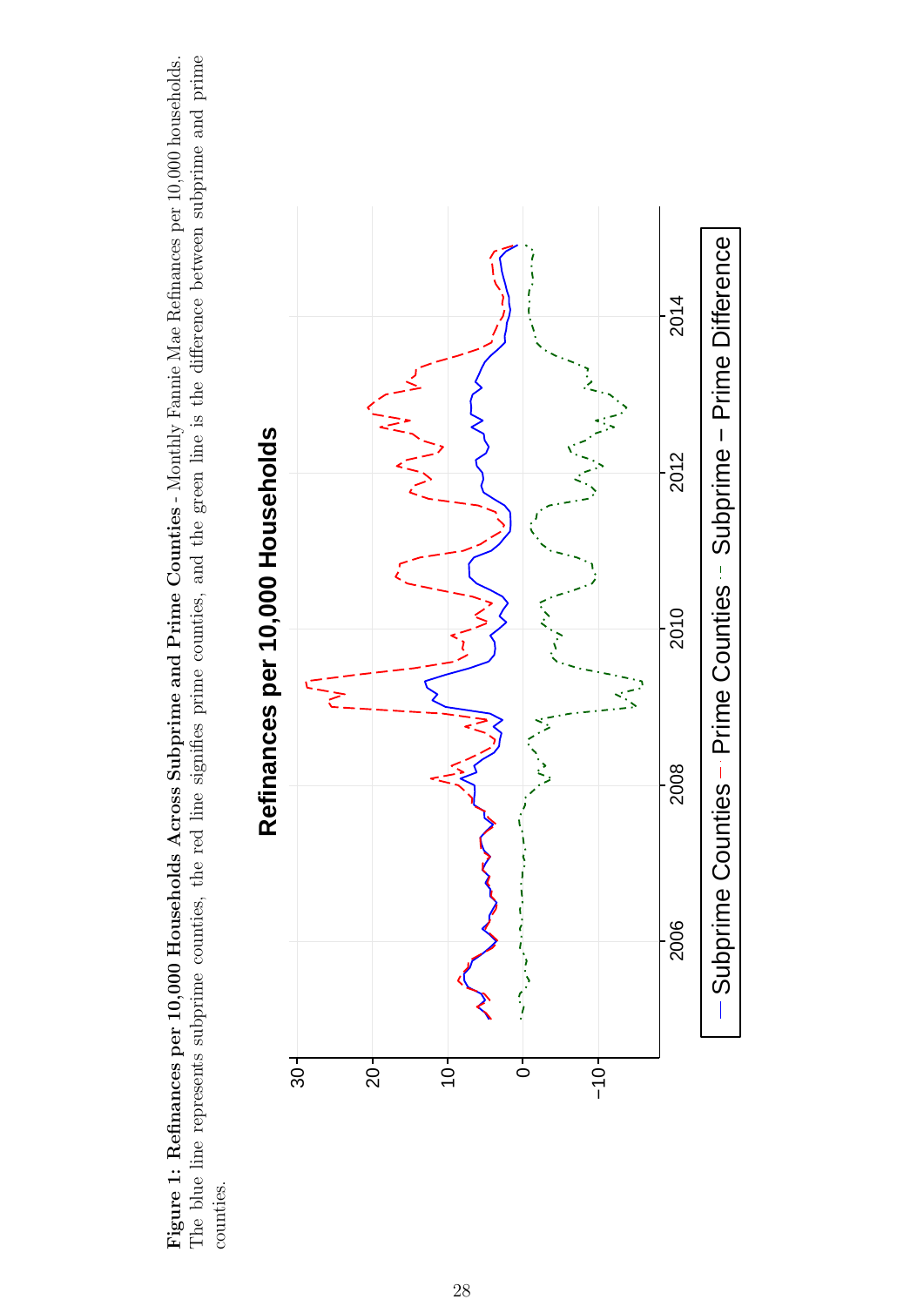**Figure 1: Refinances per 10,000 Households Across Subprime and Prime Counties** - Monthly Fannie Mae Refinances per 10,000 households. The blue line represents subprime counties, the red line signifies prime counties, and the green line is the difference between subprime and prime counties.

Refinances per 10,000 Households

30
20
10
0
−10

2006
2008
2010
2012
2014

— Subprime Counties - - Prime Counties · - Subprime – Prime Difference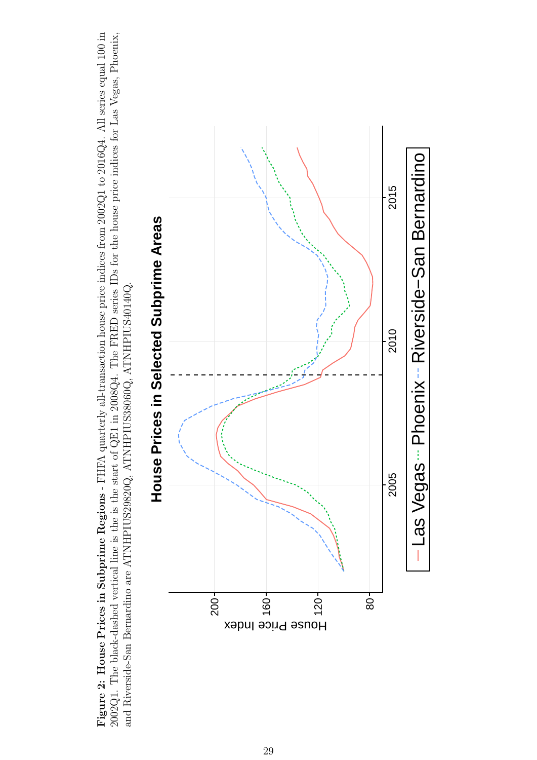**Figure 2: House Prices in Subprime Regions** - FHFA quarterly all-transaction house price indices from 2002Q1 to 2016Q4. All series equal 100 in 2002Q1. The black-dashed vertical line is the is the start of QE1 in 2008Q4. The FRED series IDs for the house price indices for Las Vegas, Phoenix, and Riverside-San Bernardino are ATNHPIUS29820Q, ATNHPIUS38060Q, ATNHPIUS40140Q.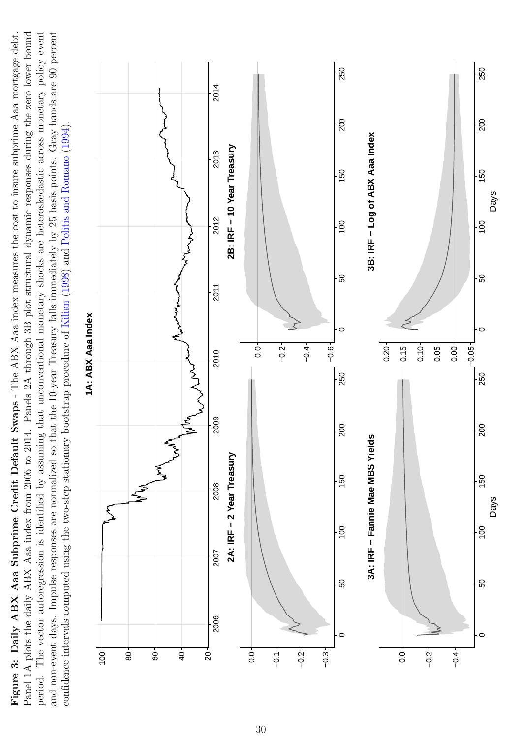**Figure 3: Daily ABX Aaa Subprime Credit Default Swaps** - The ABX Aaa index measures the cost to insure subprime Aaa mortgage debt. Panel 1A plots the daily ABX Aaa index from 2006 to 2014. Panels 2A through 3B plot structural dynamic responses during the zero lower bound period. The vector autoregression is identified by assuming that unconventional monetary shocks are heteroskedastic across monetary policy event and non-event days. Impulse responses are normalized so that the 10-year Treasury falls immediately by 25 basis points. Gray bands are 90 percent confidence intervals computed using the two-step stationary bootstrap procedure of Kilian (1998) and Politis and Romano (1994).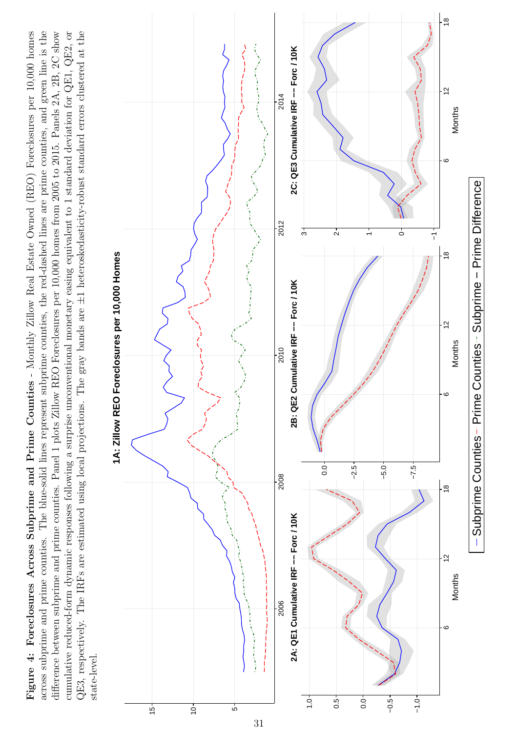**Figure 4: Foreclosures Across Subprime and Prime Counties** - Monthly Zillow Real Estate Owned (REO) Foreclosures per 10,000 homes across subprime and prime counties. The blue-solid lines represent subprime counties, the red-dashed lines are prime counties, and green line is the difference between subprime and prime counties. Panel 1 plots Zillow REO Foreclosures per 10,000 homes from 2005 to 2015. Panels 2A, 2B, 2C show cumulative reduced-form dynamic responses following a surprise unconventional monetary easing injection of 1 standard deviation for QE1, QE2, or QE3, respectively. The IRFs are estimated using local projections. The gray bands are ±1 heteroskedasticity-robust standard errors clustered at the state-level.

**1A: Zillow REO Foreclosures per 10,000 Homes**

**2A: QE1 Cumulative IRF -- Forc / 10K**

**2B: QE2 Cumulative IRF -- Forc / 10K**

**2C: QE3 Cumulative IRF -- Forc / 10K**

Legend: Subprime Counties, Prime Counties, Subprime − Prime Difference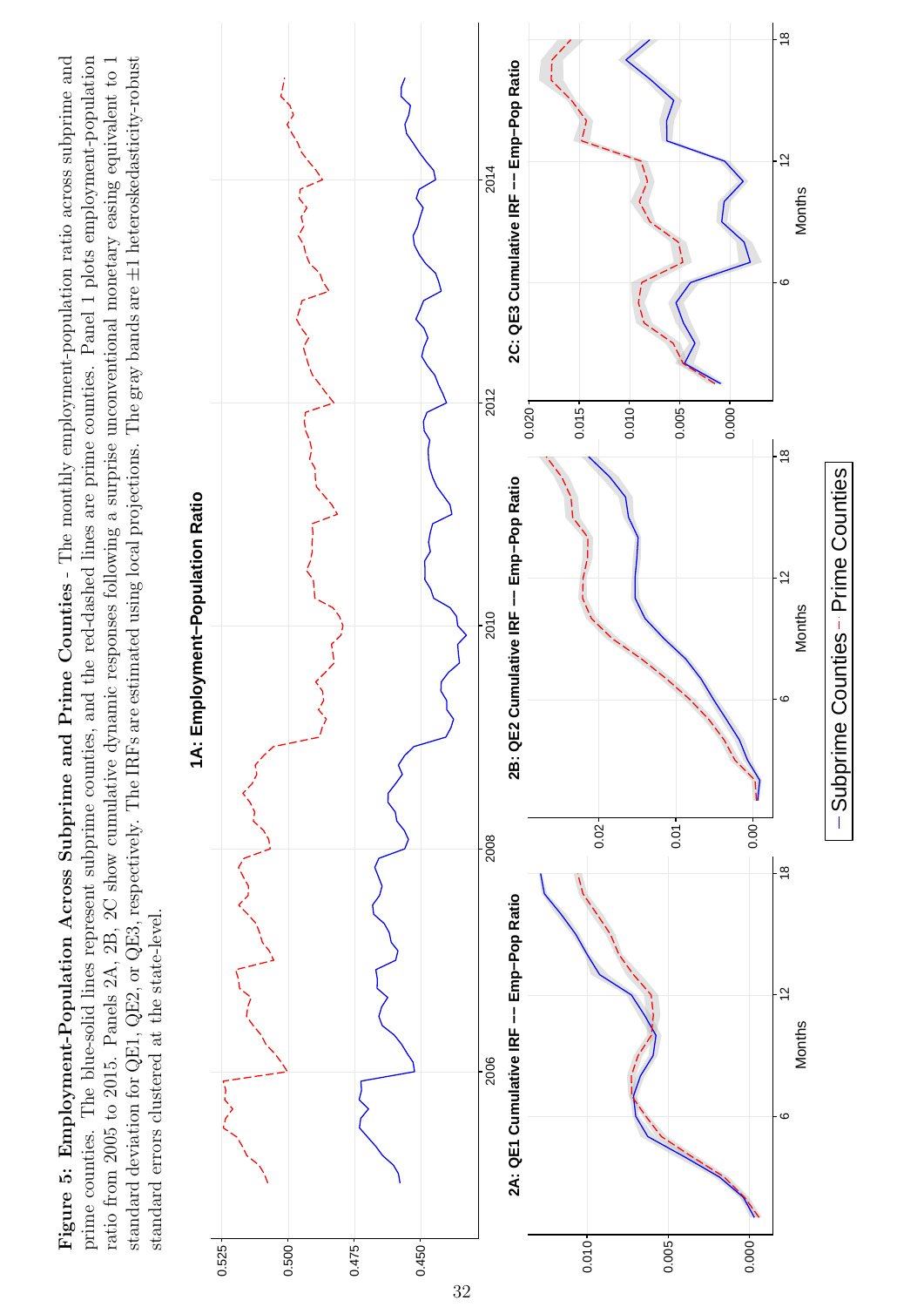**Figure 5: Employment-Population Across Subprime and Prime Counties** - The monthly employment-population ratio across subprime and prime counties. The blue-solid lines represent subprime counties, and the red-dashed lines are prime counties. Panel 1 plots employment-population ratio from 2005 to 2015. Panels 2A, 2B, 2C show cumulative dynamic responses following a surprise unconventional monetary easing equivalent to 1 standard deviation for QE1, QE2, or QE3, respectively. The IRFs are estimated using local projections. The gray bands are ±1 heteroskedasticity-robust standard errors clustered at the state-level.

1A: Employment–Population Ratio

2A: QE1 Cumulative IRF –– Emp–Pop Ratio

2B: QE2 Cumulative IRF –– Emp–Pop Ratio

2C: QE3 Cumulative IRF –– Emp–Pop Ratio

– Subprime Counties - - Prime Counties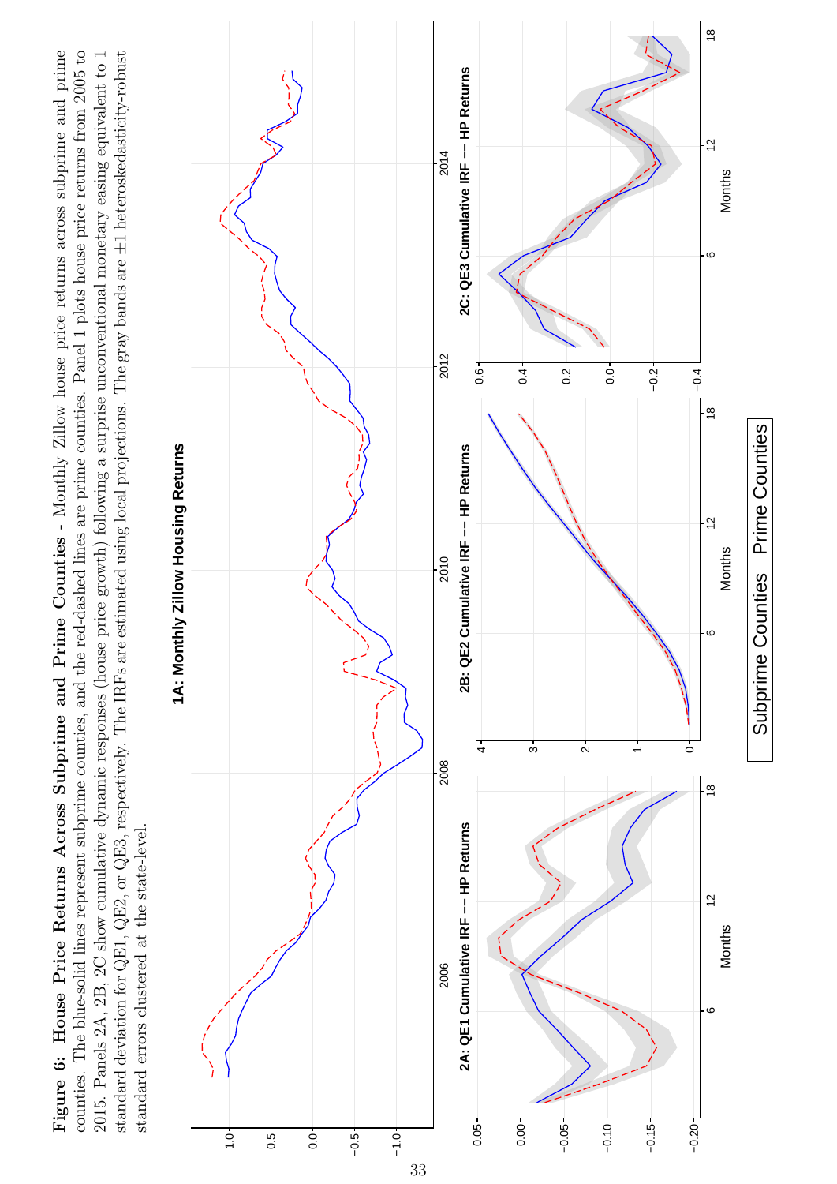**Figure 6: House Price Returns Across Subprime and Prime Counties** - Monthly Zillow house price returns across subprime and prime counties. The blue-solid lines represent subprime counties, and the red-dashed lines are prime counties. Panel 1 plots house price returns from 2005 to 2015. Panels 2A, 2B, 2C show cumulative dynamic responses (house price growth) following a surprise unconventional monetary easing equivalent to 1 standard deviation for QE1, QE2, or QE3, respectively. The IRFs are estimated using local projections. The gray bands are ±1 heteroskedasticity-robust standard errors clustered at the state-level.

1A: Monthly Zillow Housing Returns

2A: QE1 Cumulative IRF -- HP Returns

2B: QE2 Cumulative IRF -- HP Returns

2C: QE3 Cumulative IRF -- HP Returns

— Subprime Counties - - Prime Counties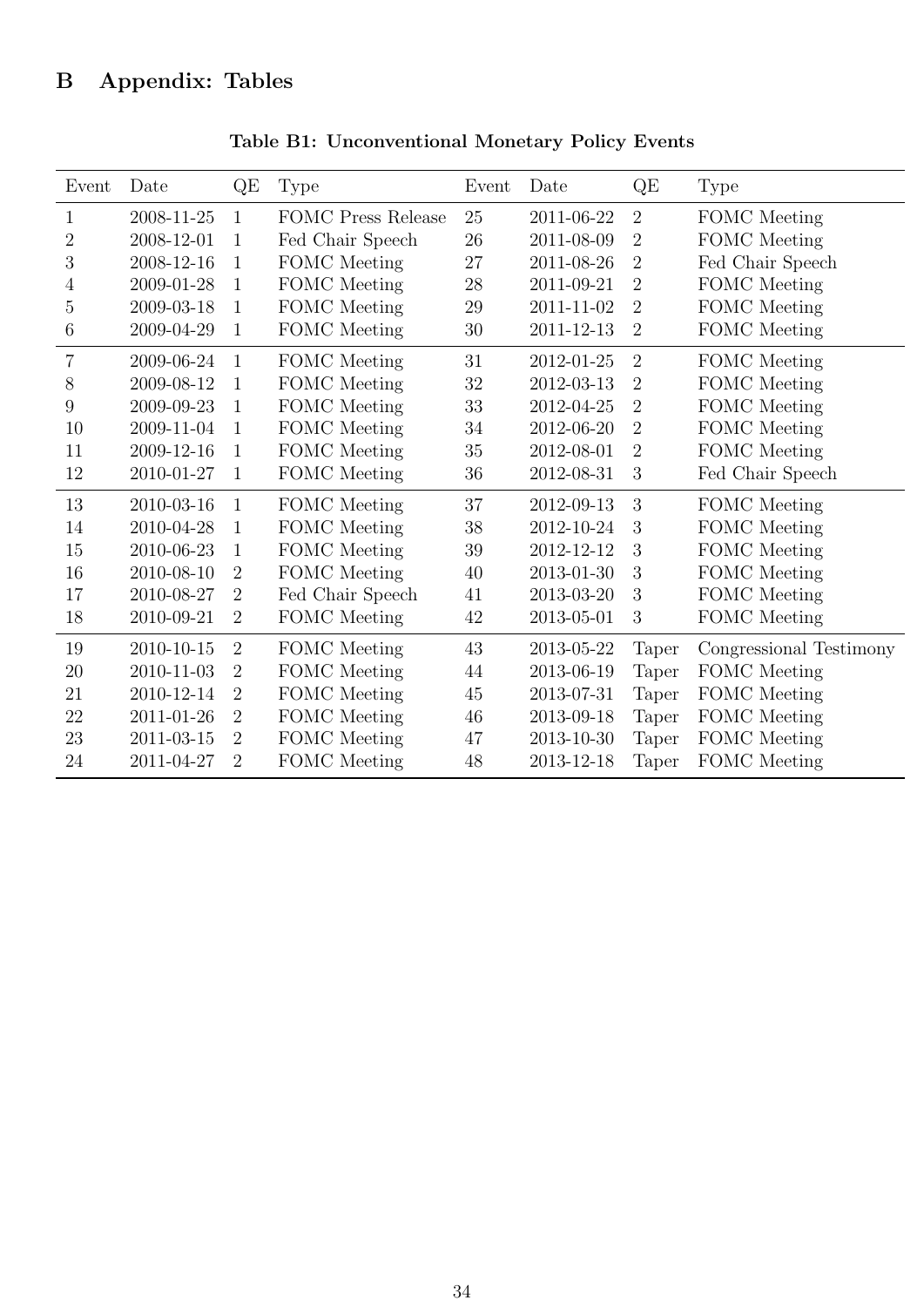## B Appendix: Tables

**Table B1: Unconventional Monetary Policy Events**

| Event | Date | QE | Type | Event | Date | QE | Type |
|---|---|---|---|---|---|---|---|
| 1 | 2008-11-25 | 1 | FOMC Press Release | 25 | 2011-06-22 | 2 | FOMC Meeting |
| 2 | 2008-12-01 | 1 | Fed Chair Speech | 26 | 2011-08-09 | 2 | FOMC Meeting |
| 3 | 2008-12-16 | 1 | FOMC Meeting | 27 | 2011-08-26 | 2 | Fed Chair Speech |
| 4 | 2009-01-28 | 1 | FOMC Meeting | 28 | 2011-09-21 | 2 | FOMC Meeting |
| 5 | 2009-03-18 | 1 | FOMC Meeting | 29 | 2011-11-02 | 2 | FOMC Meeting |
| 6 | 2009-04-29 | 1 | FOMC Meeting | 30 | 2011-12-13 | 2 | FOMC Meeting |
| 7 | 2009-06-24 | 1 | FOMC Meeting | 31 | 2012-01-25 | 2 | FOMC Meeting |
| 8 | 2009-08-12 | 1 | FOMC Meeting | 32 | 2012-03-13 | 2 | FOMC Meeting |
| 9 | 2009-09-23 | 1 | FOMC Meeting | 33 | 2012-04-25 | 2 | FOMC Meeting |
| 10 | 2009-11-04 | 1 | FOMC Meeting | 34 | 2012-06-20 | 2 | FOMC Meeting |
| 11 | 2009-12-16 | 1 | FOMC Meeting | 35 | 2012-08-01 | 2 | FOMC Meeting |
| 12 | 2010-01-27 | 1 | FOMC Meeting | 36 | 2012-08-31 | 3 | Fed Chair Speech |
| 13 | 2010-03-16 | 1 | FOMC Meeting | 37 | 2012-09-13 | 3 | FOMC Meeting |
| 14 | 2010-04-28 | 1 | FOMC Meeting | 38 | 2012-10-24 | 3 | FOMC Meeting |
| 15 | 2010-06-23 | 1 | FOMC Meeting | 39 | 2012-12-12 | 3 | FOMC Meeting |
| 16 | 2010-08-10 | 2 | FOMC Meeting | 40 | 2013-01-30 | 3 | FOMC Meeting |
| 17 | 2010-08-27 | 2 | Fed Chair Speech | 41 | 2013-03-20 | 3 | FOMC Meeting |
| 18 | 2010-09-21 | 2 | FOMC Meeting | 42 | 2013-05-01 | 3 | FOMC Meeting |
| 19 | 2010-10-15 | 2 | FOMC Meeting | 43 | 2013-05-22 | Taper | Congressional Testimony |
| 20 | 2010-11-03 | 2 | FOMC Meeting | 44 | 2013-06-19 | Taper | FOMC Meeting |
| 21 | 2010-12-14 | 2 | FOMC Meeting | 45 | 2013-07-31 | Taper | FOMC Meeting |
| 22 | 2011-01-26 | 2 | FOMC Meeting | 46 | 2013-09-18 | Taper | FOMC Meeting |
| 23 | 2011-03-15 | 2 | FOMC Meeting | 47 | 2013-10-30 | Taper | FOMC Meeting |
| 24 | 2011-04-27 | 2 | FOMC Meeting | 48 | 2013-12-18 | Taper | FOMC Meeting |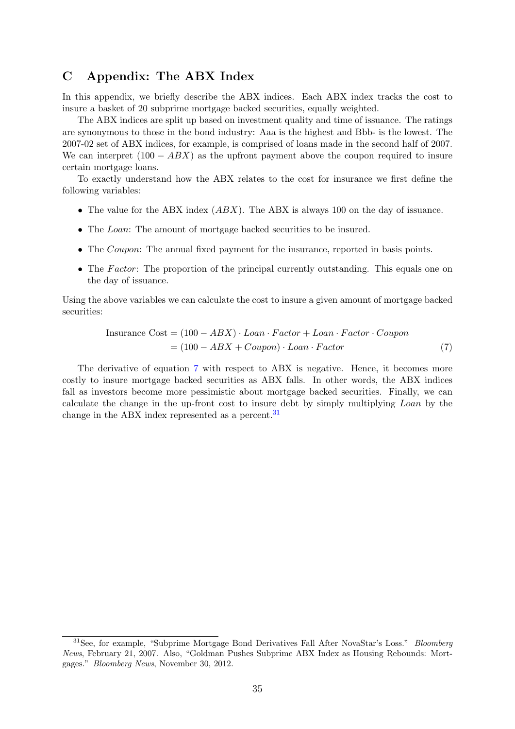# C Appendix: The ABX Index

In this appendix, we briefly describe the ABX indices. Each ABX index tracks the cost to insure a basket of 20 subprime mortgage backed securities, equally weighted.

The ABX indices are split up based on investment quality and time of issuance. The ratings are synonymous to those in the bond industry: Aaa is the highest and Bbb- is the lowest. The 2007-02 set of ABX indices, for example, is comprised of loans made in the second half of 2007. We can interpret $(100 - ABX)$ as the upfront payment above the coupon required to insure certain mortgage loans.

To exactly understand how the ABX relates to the cost for insurance we first define the following variables:

- The value for the ABX index ($ABX$). The ABX is always 100 on the day of issuance.
- The *Loan*: The amount of mortgage backed securities to be insured.
- The *Coupon*: The annual fixed payment for the insurance, reported in basis points.
- The *Factor*: The proportion of the principal currently outstanding. This equals one on the day of issuance.

Using the above variables we can calculate the cost to insure a given amount of mortgage backed securities:

$$
\begin{aligned}
\text{Insurance Cost} &= (100 - ABX) \cdot Loan \cdot Factor + Loan \cdot Factor \cdot Coupon \\
&= (100 - ABX + Coupon) \cdot Loan \cdot Factor
\end{aligned}
\tag{7}
$$

The derivative of equation 7 with respect to ABX is negative. Hence, it becomes more costly to insure mortgage backed securities as ABX falls. In other words, the ABX indices fall as investors become more pessimistic about mortgage backed securities. Finally, we can calculate the change in the up-front cost to insure debt by simply multiplying *Loan* by the change in the ABX index represented as a percent.[31]

[31] See, for example, "Subprime Mortgage Bond Derivatives Fall After NovaStar's Loss." *Bloomberg News*, February 21, 2007. Also, "Goldman Pushes Subprime ABX Index as Housing Rebounds: Mortgages." *Bloomberg News*, November 30, 2012.